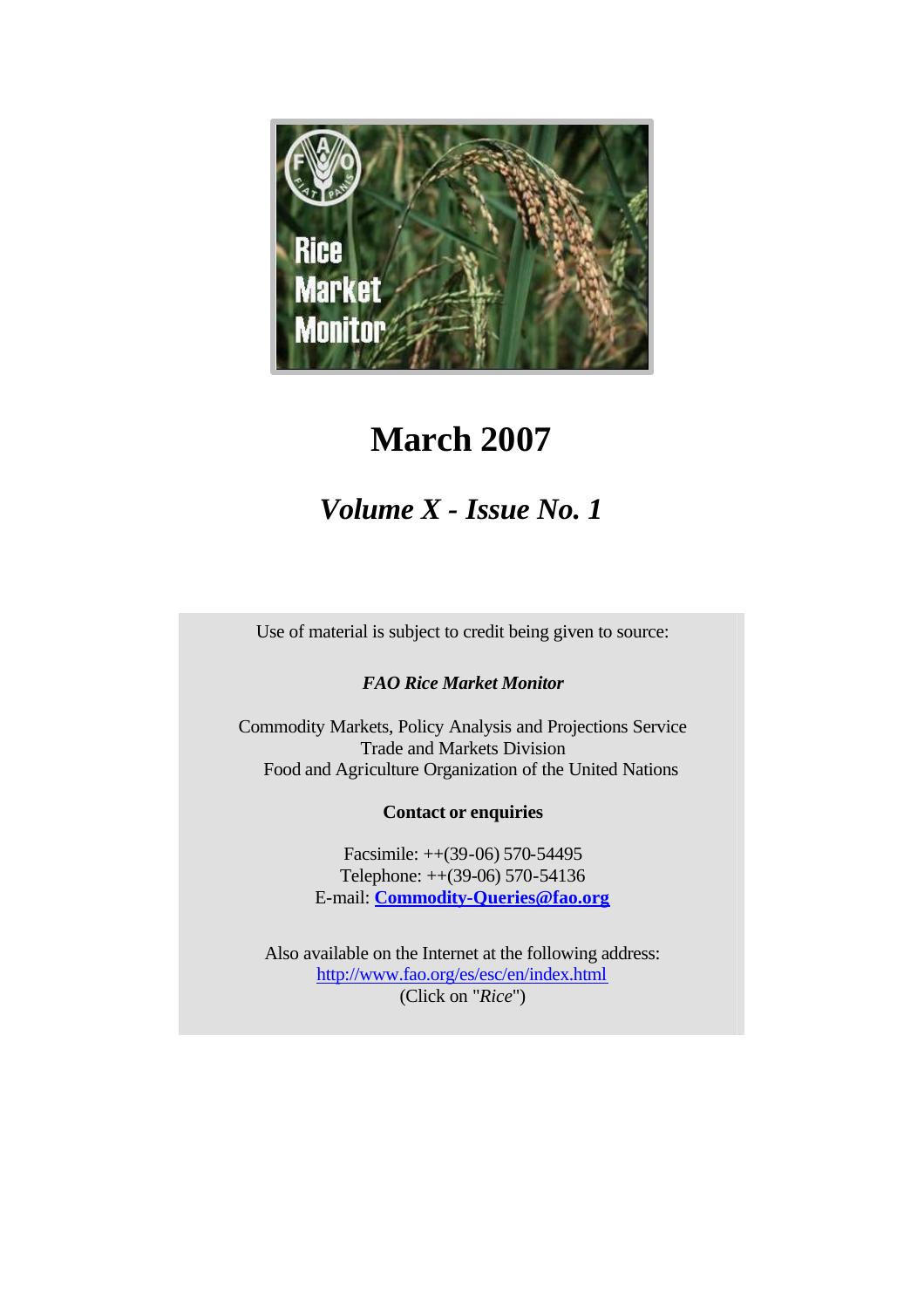# Rice Market Monitor

# March 2007

## *Volume X - Issue No. 1*

Use of material is subject to credit being given to source:

***FAO Rice Market Monitor***

Commodity Markets, Policy Analysis and Projections Service
Trade and Markets Division
Food and Agriculture Organization of the United Nations

**Contact or enquiries**

Facsimile: ++(39-06) 570-54495
Telephone: ++(39-06) 570-54136
E-mail: **Commodity-Queries@fao.org**

Also available on the Internet at the following address:
http://www.fao.org/es/esc/en/index.html
(Click on "*Rice*")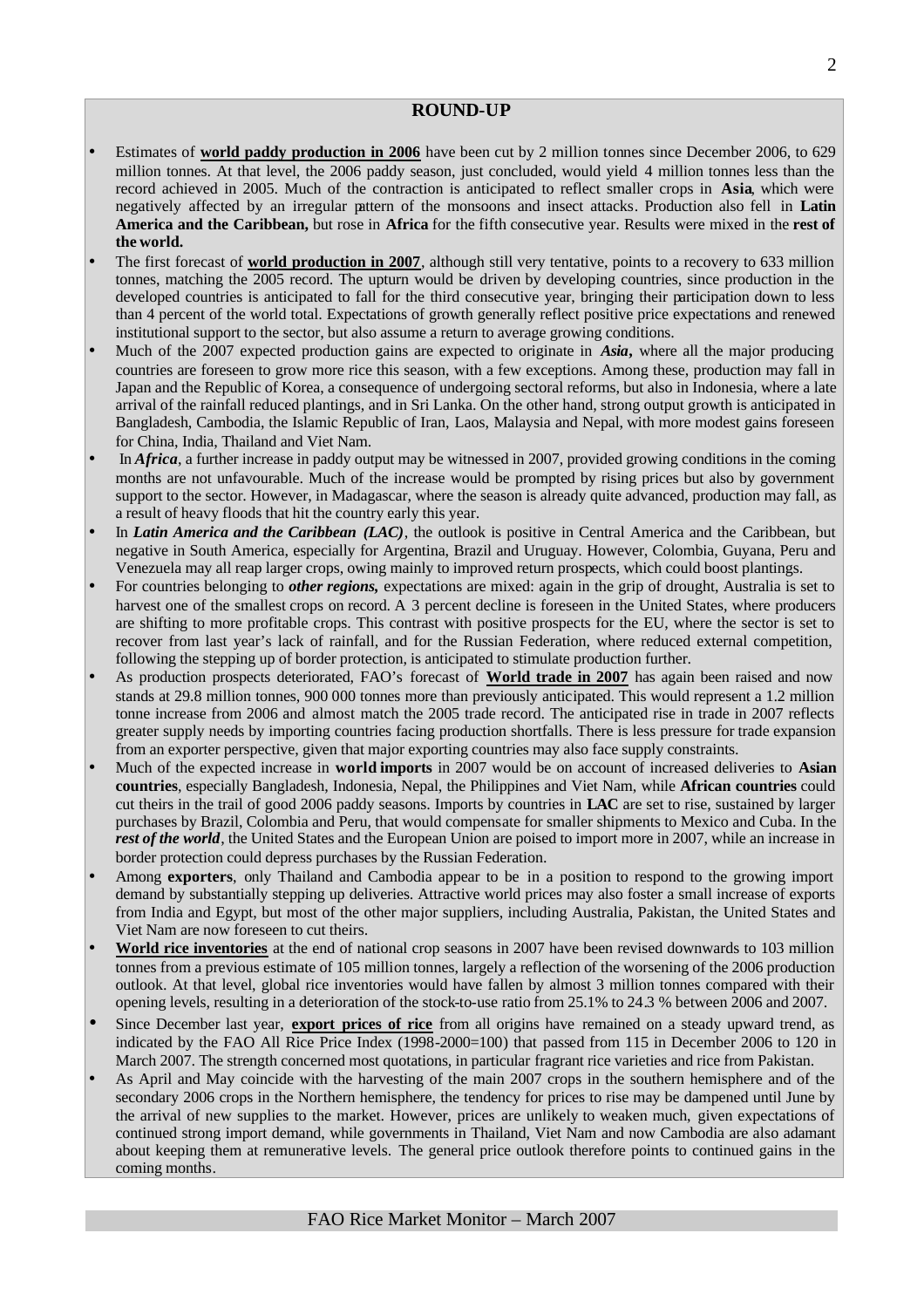## ROUND-UP

- Estimates of **world paddy production in 2006** have been cut by 2 million tonnes since December 2006, to 629 million tonnes. At that level, the 2006 paddy season, just concluded, would yield 4 million tonnes less than the record achieved in 2005. Much of the contraction is anticipated to reflect smaller crops in **Asia**, which were negatively affected by an irregular pattern of the monsoons and insect attacks. Production also fell in **Latin America and the Caribbean,** but rose in **Africa** for the fifth consecutive year. Results were mixed in the **rest of the world.**
- The first forecast of **world production in 2007**, although still very tentative, points to a recovery to 633 million tonnes, matching the 2005 record. The upturn would be driven by developing countries, since production in the developed countries is anticipated to fall for the third consecutive year, bringing their participation down to less than 4 percent of the world total. Expectations of growth generally reflect positive price expectations and renewed institutional support to the sector, but also assume a return to average growing conditions.
- Much of the 2007 expected production gains are expected to originate in ***Asia***, where all the major producing countries are foreseen to grow more rice this season, with a few exceptions. Among these, production may fall in Japan and the Republic of Korea, a consequence of undergoing sectoral reforms, but also in Indonesia, where a late arrival of the rainfall reduced plantings, and in Sri Lanka. On the other hand, strong output growth is anticipated in Bangladesh, Cambodia, the Islamic Republic of Iran, Laos, Malaysia and Nepal, with more modest gains foreseen for China, India, Thailand and Viet Nam.
- In ***Africa***, a further increase in paddy output may be witnessed in 2007, provided growing conditions in the coming months are not unfavourable. Much of the increase would be prompted by rising prices but also by government support to the sector. However, in Madagascar, where the season is already quite advanced, production may fall, as a result of heavy floods that hit the country early this year.
- In ***Latin America and the Caribbean (LAC)***, the outlook is positive in Central America and the Caribbean, but negative in South America, especially for Argentina, Brazil and Uruguay. However, Colombia, Guyana, Peru and Venezuela may all reap larger crops, owing mainly to improved return prospects, which could boost plantings.
- For countries belonging to ***other regions,*** expectations are mixed: again in the grip of drought, Australia is set to harvest one of the smallest crops on record. A 3 percent decline is foreseen in the United States, where producers are shifting to more profitable crops. This contrast with positive prospects for the EU, where the sector is set to recover from last year's lack of rainfall, and for the Russian Federation, where reduced external competition, following the stepping up of border protection, is anticipated to stimulate production further.
- As production prospects deteriorated, FAO's forecast of **World trade in 2007** has again been raised and now stands at 29.8 million tonnes, 900 000 tonnes more than previously anticipated. This would represent a 1.2 million tonne increase from 2006 and almost match the 2005 trade record. The anticipated rise in trade in 2007 reflects greater supply needs by importing countries facing production shortfalls. There is less pressure for trade expansion from an exporter perspective, given that major exporting countries may also face supply constraints.
- Much of the expected increase in **world imports** in 2007 would be on account of increased deliveries to **Asian countries**, especially Bangladesh, Indonesia, Nepal, the Philippines and Viet Nam, while **African countries** could cut theirs in the trail of good 2006 paddy seasons. Imports by countries in **LAC** are set to rise, sustained by larger purchases by Brazil, Colombia and Peru, that would compensate for smaller shipments to Mexico and Cuba. In the ***rest of the world***, the United States and the European Union are poised to import more in 2007, while an increase in border protection could depress purchases by the Russian Federation.
- Among **exporters**, only Thailand and Cambodia appear to be in a position to respond to the growing import demand by substantially stepping up deliveries. Attractive world prices may also foster a small increase of exports from India and Egypt, but most of the other major suppliers, including Australia, Pakistan, the United States and Viet Nam are now foreseen to cut theirs.
- **World rice inventories** at the end of national crop seasons in 2007 have been revised downwards to 103 million tonnes from a previous estimate of 105 million tonnes, largely a reflection of the worsening of the 2006 production outlook. At that level, global rice inventories would have fallen by almost 3 million tonnes compared with their opening levels, resulting in a deterioration of the stock-to-use ratio from 25.1% to 24.3 % between 2006 and 2007.
- Since December last year, **export prices of rice** from all origins have remained on a steady upward trend, as indicated by the FAO All Rice Price Index (1998-2000=100) that passed from 115 in December 2006 to 120 in March 2007. The strength concerned most quotations, in particular fragrant rice varieties and rice from Pakistan.
- As April and May coincide with the harvesting of the main 2007 crops in the southern hemisphere and of the secondary 2006 crops in the Northern hemisphere, the tendency for prices to rise may be dampened until June by the arrival of new supplies to the market. However, prices are unlikely to weaken much, given expectations of continued strong import demand, while governments in Thailand, Viet Nam and now Cambodia are also adamant about keeping them at remunerative levels. The general price outlook therefore points to continued gains in the coming months.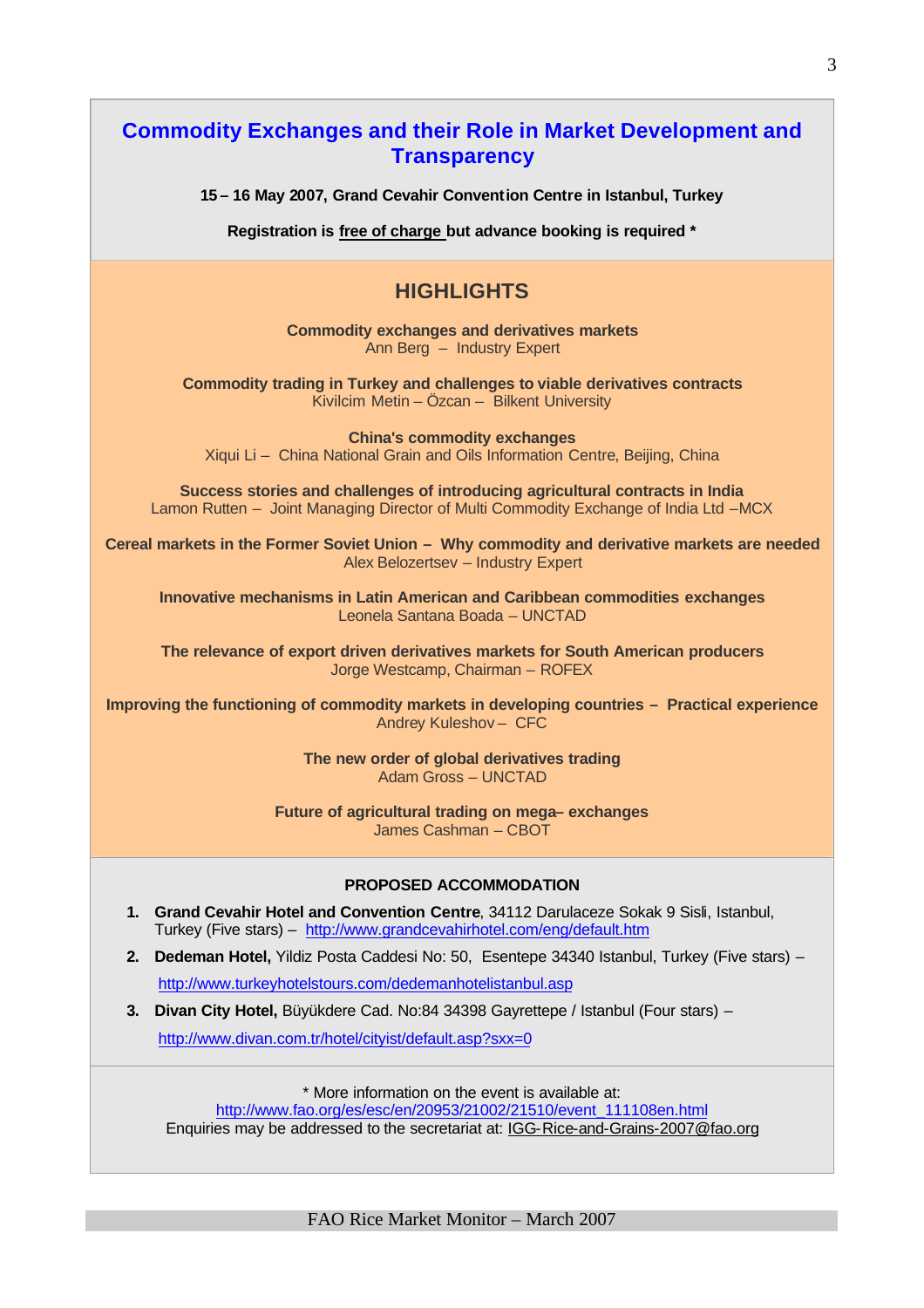# Commodity Exchanges and their Role in Market Development and Transparency

**15 – 16 May 2007, Grand Cevahir Convention Centre in Istanbul, Turkey**

**Registration is free of charge but advance booking is required \***

## HIGHLIGHTS

**Commodity exchanges and derivatives markets**
Ann Berg – Industry Expert

**Commodity trading in Turkey and challenges to viable derivatives contracts**
Kivilcim Metin – Özcan – Bilkent University

**China's commodity exchanges**
Xiqui Li – China National Grain and Oils Information Centre, Beijing, China

**Success stories and challenges of introducing agricultural contracts in India**
Lamon Rutten – Joint Managing Director of Multi Commodity Exchange of India Ltd –MCX

**Cereal markets in the Former Soviet Union – Why commodity and derivative markets are needed**
Alex Belozertsev – Industry Expert

**Innovative mechanisms in Latin American and Caribbean commodities exchanges**
Leonela Santana Boada – UNCTAD

**The relevance of export driven derivatives markets for South American producers**
Jorge Westcamp, Chairman – ROFEX

**Improving the functioning of commodity markets in developing countries – Practical experience**
Andrey Kuleshov – CFC

**The new order of global derivatives trading**
Adam Gross – UNCTAD

**Future of agricultural trading on mega– exchanges**
James Cashman – CBOT

### PROPOSED ACCOMMODATION

1. **Grand Cevahir Hotel and Convention Centre**, 34112 Darulaceze Sokak 9 Sisli, Istanbul, Turkey (Five stars) – http://www.grandcevahirhotel.com/eng/default.htm
2. **Dedeman Hotel,** Yildiz Posta Caddesi No: 50, Esentepe 34340 Istanbul, Turkey (Five stars) – http://www.turkeyhotelstours.com/dedemanhotelistanbul.asp
3. **Divan City Hotel,** Büyükdere Cad. No:84 34398 Gayrettepe / Istanbul (Four stars) – http://www.divan.com.tr/hotel/cityist/default.asp?sxx=0

\* More information on the event is available at:
http://www.fao.org/es/esc/en/20953/21002/21510/event_111108en.html
Enquiries may be addressed to the secretariat at: IGG-Rice-and-Grains-2007@fao.org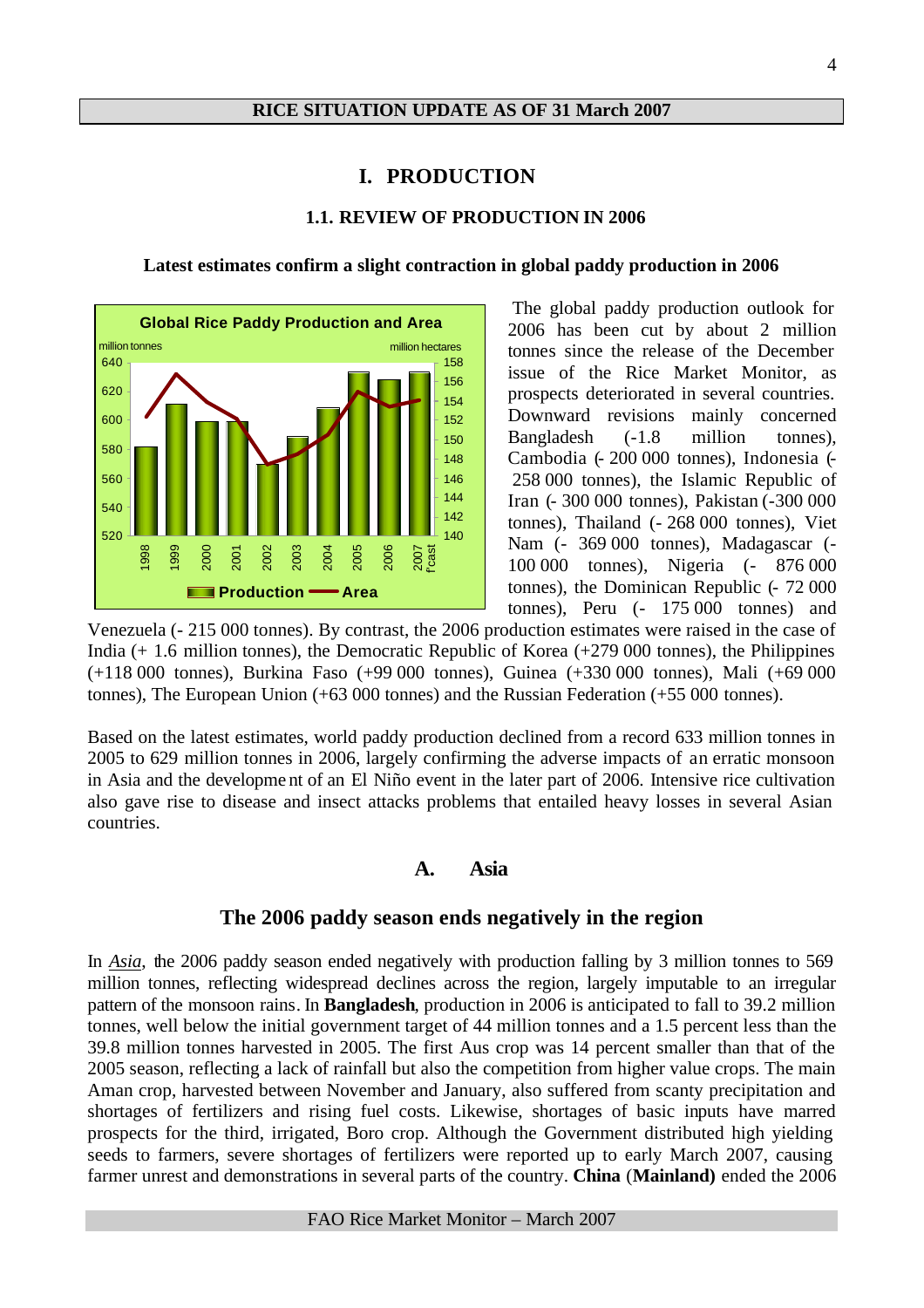**RICE SITUATION UPDATE AS OF 31 March 2007**

# I. PRODUCTION

## 1.1. REVIEW OF PRODUCTION IN 2006

### Latest estimates confirm a slight contraction in global paddy production in 2006

The global paddy production outlook for 2006 has been cut by about 2 million tonnes since the release of the December issue of the Rice Market Monitor, as prospects deteriorated in several countries. Downward revisions mainly concerned Bangladesh (-1.8 million tonnes), Cambodia (- 200 000 tonnes), Indonesia (- 258 000 tonnes), the Islamic Republic of Iran (- 300 000 tonnes), Pakistan (-300 000 tonnes), Thailand (- 268 000 tonnes), Viet Nam (- 369 000 tonnes), Madagascar (- 100 000 tonnes), Nigeria (- 876 000 tonnes), the Dominican Republic (- 72 000 tonnes), Peru (- 175 000 tonnes) and Venezuela (- 215 000 tonnes). By contrast, the 2006 production estimates were raised in the case of India (+ 1.6 million tonnes), the Democratic Republic of Korea (+279 000 tonnes), the Philippines (+118 000 tonnes), Burkina Faso (+99 000 tonnes), Guinea (+330 000 tonnes), Mali (+69 000 tonnes), The European Union (+63 000 tonnes) and the Russian Federation (+55 000 tonnes).

Based on the latest estimates, world paddy production declined from a record 633 million tonnes in 2005 to 629 million tonnes in 2006, largely confirming the adverse impacts of an erratic monsoon in Asia and the development of an El Niño event in the later part of 2006. Intensive rice cultivation also gave rise to disease and insect attacks problems that entailed heavy losses in several Asian countries.

## A. Asia

### The 2006 paddy season ends negatively in the region

In *Asia*, the 2006 paddy season ended negatively with production falling by 3 million tonnes to 569 million tonnes, reflecting widespread declines across the region, largely imputable to an irregular pattern of the monsoon rains. In **Bangladesh**, production in 2006 is anticipated to fall to 39.2 million tonnes, well below the initial government target of 44 million tonnes and a 1.5 percent less than the 39.8 million tonnes harvested in 2005. The first Aus crop was 14 percent smaller than that of the 2005 season, reflecting a lack of rainfall but also the competition from higher value crops. The main Aman crop, harvested between November and January, also suffered from scanty precipitation and shortages of fertilizers and rising fuel costs. Likewise, shortages of basic inputs have marred prospects for the third, irrigated, Boro crop. Although the Government distributed high yielding seeds to farmers, severe shortages of fertilizers were reported up to early March 2007, causing farmer unrest and demonstrations in several parts of the country. **China** (**Mainland)** ended the 2006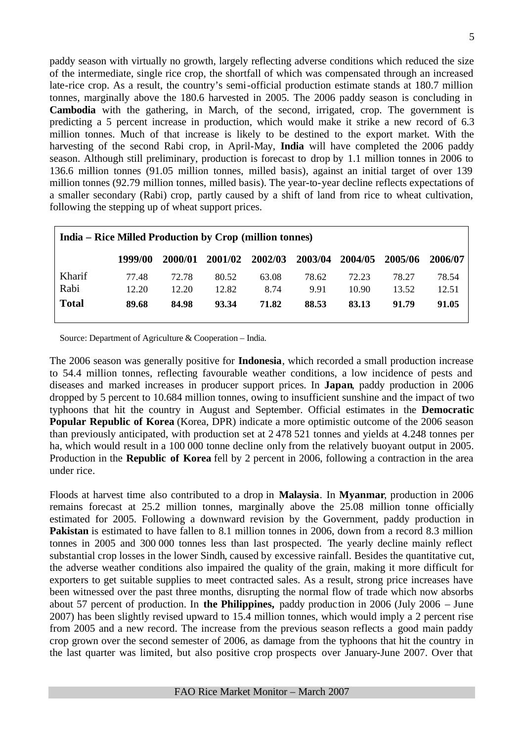paddy season with virtually no growth, largely reflecting adverse conditions which reduced the size of the intermediate, single rice crop, the shortfall of which was compensated through an increased late-rice crop. As a result, the country's semi-official production estimate stands at 180.7 million tonnes, marginally above the 180.6 harvested in 2005. The 2006 paddy season is concluding in **Cambodia** with the gathering, in March, of the second, irrigated, crop. The government is predicting a 5 percent increase in production, which would make it strike a new record of 6.3 million tonnes. Much of that increase is likely to be destined to the export market. With the harvesting of the second Rabi crop, in April-May, **India** will have completed the 2006 paddy season. Although still preliminary, production is forecast to drop by 1.1 million tonnes in 2006 to 136.6 million tonnes (91.05 million tonnes, milled basis), against an initial target of over 139 million tonnes (92.79 million tonnes, milled basis). The year-to-year decline reflects expectations of a smaller secondary (Rabi) crop, partly caused by a shift of land from rice to wheat cultivation, following the stepping up of wheat support prices.

**India – Rice Milled Production by Crop (million tonnes)**

| | 1999/00 | 2000/01 | 2001/02 | 2002/03 | 2003/04 | 2004/05 | 2005/06 | 2006/07 |
|---|---|---|---|---|---|---|---|---|
| Kharif | 77.48 | 72.78 | 80.52 | 63.08 | 78.62 | 72.23 | 78.27 | 78.54 |
| Rabi | 12.20 | 12.20 | 12.82 | 8.74 | 9.91 | 10.90 | 13.52 | 12.51 |
| **Total** | **89.68** | **84.98** | **93.34** | **71.82** | **88.53** | **83.13** | **91.79** | **91.05** |

Source: Department of Agriculture & Cooperation – India.

The 2006 season was generally positive for **Indonesia**, which recorded a small production increase to 54.4 million tonnes, reflecting favourable weather conditions, a low incidence of pests and diseases and marked increases in producer support prices. In **Japan**, paddy production in 2006 dropped by 5 percent to 10.684 million tonnes, owing to insufficient sunshine and the impact of two typhoons that hit the country in August and September. Official estimates in the **Democratic Popular Republic of Korea** (Korea, DPR) indicate a more optimistic outcome of the 2006 season than previously anticipated, with production set at 2 478 521 tonnes and yields at 4.248 tonnes per ha, which would result in a 100 000 tonne decline only from the relatively buoyant output in 2005. Production in the **Republic of Korea** fell by 2 percent in 2006, following a contraction in the area under rice.

Floods at harvest time also contributed to a drop in **Malaysia**. In **Myanmar**, production in 2006 remains forecast at 25.2 million tonnes, marginally above the 25.08 million tonne officially estimated for 2005. Following a downward revision by the Government, paddy production in **Pakistan** is estimated to have fallen to 8.1 million tonnes in 2006, down from a record 8.3 million tonnes in 2005 and 300 000 tonnes less than last prospected. The yearly decline mainly reflect substantial crop losses in the lower Sindh, caused by excessive rainfall. Besides the quantitative cut, the adverse weather conditions also impaired the quality of the grain, making it more difficult for exporters to get suitable supplies to meet contracted sales. As a result, strong price increases have been witnessed over the past three months, disrupting the normal flow of trade which now absorbs about 57 percent of production. In **the Philippines,** paddy production in 2006 (July 2006 – June 2007) has been slightly revised upward to 15.4 million tonnes, which would imply a 2 percent rise from 2005 and a new record. The increase from the previous season reflects a good main paddy crop grown over the second semester of 2006, as damage from the typhoons that hit the country in the last quarter was limited, but also positive crop prospects over January-June 2007. Over that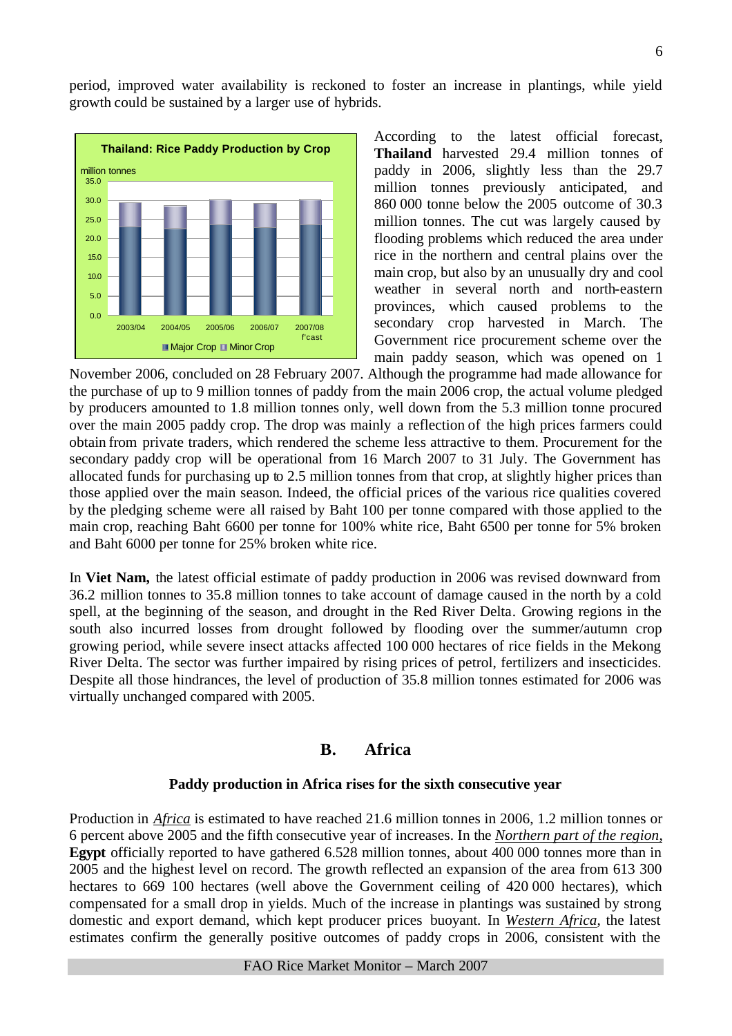period, improved water availability is reckoned to foster an increase in plantings, while yield growth could be sustained by a larger use of hybrids.

**Thailand: Rice Paddy Production by Crop**

According to the latest official forecast, **Thailand** harvested 29.4 million tonnes of paddy in 2006, slightly less than the 29.7 million tonnes previously anticipated, and 860 000 tonne below the 2005 outcome of 30.3 million tonnes. The cut was largely caused by flooding problems which reduced the area under rice in the northern and central plains over the main crop, but also by an unusually dry and cool weather in several north and north-eastern provinces, which caused problems to the secondary crop harvested in March. The Government rice procurement scheme over the main paddy season, which was opened on 1 November 2006, concluded on 28 February 2007. Although the programme had made allowance for the purchase of up to 9 million tonnes of paddy from the main 2006 crop, the actual volume pledged by producers amounted to 1.8 million tonnes only, well down from the 5.3 million tonne procured over the main 2005 paddy crop. The drop was mainly a reflection of the high prices farmers could obtain from private traders, which rendered the scheme less attractive to them. Procurement for the secondary paddy crop will be operational from 16 March 2007 to 31 July. The Government has allocated funds for purchasing up to 2.5 million tonnes from that crop, at slightly higher prices than those applied over the main season. Indeed, the official prices of the various rice qualities covered by the pledging scheme were all raised by Baht 100 per tonne compared with those applied to the main crop, reaching Baht 6600 per tonne for 100% white rice, Baht 6500 per tonne for 5% broken and Baht 6000 per tonne for 25% broken white rice.

In **Viet Nam,** the latest official estimate of paddy production in 2006 was revised downward from 36.2 million tonnes to 35.8 million tonnes to take account of damage caused in the north by a cold spell, at the beginning of the season, and drought in the Red River Delta. Growing regions in the south also incurred losses from drought followed by flooding over the summer/autumn crop growing period, while severe insect attacks affected 100 000 hectares of rice fields in the Mekong River Delta. The sector was further impaired by rising prices of petrol, fertilizers and insecticides. Despite all those hindrances, the level of production of 35.8 million tonnes estimated for 2006 was virtually unchanged compared with 2005.

## B. Africa

### Paddy production in Africa rises for the sixth consecutive year

Production in *Africa* is estimated to have reached 21.6 million tonnes in 2006, 1.2 million tonnes or 6 percent above 2005 and the fifth consecutive year of increases. In the *Northern part of the region*, **Egypt** officially reported to have gathered 6.528 million tonnes, about 400 000 tonnes more than in 2005 and the highest level on record. The growth reflected an expansion of the area from 613 300 hectares to 669 100 hectares (well above the Government ceiling of 420 000 hectares), which compensated for a small drop in yields. Much of the increase in plantings was sustained by strong domestic and export demand, which kept producer prices buoyant. In *Western Africa*, the latest estimates confirm the generally positive outcomes of paddy crops in 2006, consistent with the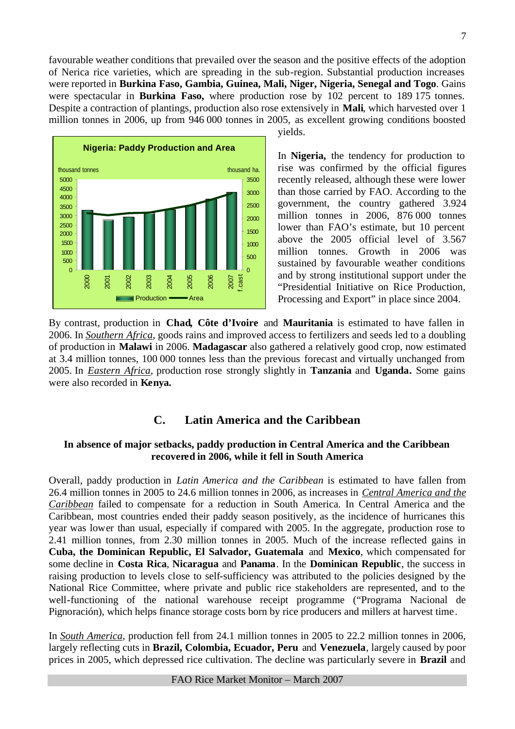favourable weather conditions that prevailed over the season and the positive effects of the adoption of Nerica rice varieties, which are spreading in the sub-region. Substantial production increases were reported in **Burkina Faso, Gambia, Guinea, Mali, Niger, Nigeria, Senegal and Togo**. Gains were spectacular in **Burkina Faso,** where production rose by 102 percent to 189 175 tonnes. Despite a contraction of plantings, production also rose extensively in **Mali**, which harvested over 1 million tonnes in 2006, up from 946 000 tonnes in 2005, as excellent growing conditions boosted yields.

In **Nigeria,** the tendency for production to rise was confirmed by the official figures recently released, although these were lower than those carried by FAO. According to the government, the country gathered 3.924 million tonnes in 2006, 876 000 tonnes lower than FAO's estimate, but 10 percent above the 2005 official level of 3.567 million tonnes. Growth in 2006 was sustained by favourable weather conditions and by strong institutional support under the "Presidential Initiative on Rice Production, Processing and Export" in place since 2004.

By contrast, production in **Chad, Côte d'Ivoire** and **Mauritania** is estimated to have fallen in 2006. In *Southern Africa*, goods rains and improved access to fertilizers and seeds led to a doubling of production in **Malawi** in 2006. **Madagascar** also gathered a relatively good crop, now estimated at 3.4 million tonnes, 100 000 tonnes less than the previous forecast and virtually unchanged from 2005. In *Eastern Africa*, production rose strongly slightly in **Tanzania** and **Uganda.** Some gains were also recorded in **Kenya.**

## C. Latin America and the Caribbean

**In absence of major setbacks, paddy production in Central America and the Caribbean recovered in 2006, while it fell in South America**

Overall, paddy production in *Latin America and the Caribbean* is estimated to have fallen from 26.4 million tonnes in 2005 to 24.6 million tonnes in 2006, as increases in *Central America and the Caribbean* failed to compensate for a reduction in South America. In Central America and the Caribbean, most countries ended their paddy season positively, as the incidence of hurricanes this year was lower than usual, especially if compared with 2005. In the aggregate, production rose to 2.41 million tonnes, from 2.30 million tonnes in 2005. Much of the increase reflected gains in **Cuba, the Dominican Republic, El Salvador, Guatemala** and **Mexico**, which compensated for some decline in **Costa Rica**, **Nicaragua** and **Panama**. In the **Dominican Republic**, the success in raising production to levels close to self-sufficiency was attributed to the policies designed by the National Rice Committee, where private and public rice stakeholders are represented, and to the well-functioning of the national warehouse receipt programme ("Programa Nacional de Pignoración), which helps finance storage costs born by rice producers and millers at harvest time.

In *South America*, production fell from 24.1 million tonnes in 2005 to 22.2 million tonnes in 2006, largely reflecting cuts in **Brazil, Colombia, Ecuador, Peru** and **Venezuela**, largely caused by poor prices in 2005, which depressed rice cultivation. The decline was particularly severe in **Brazil** and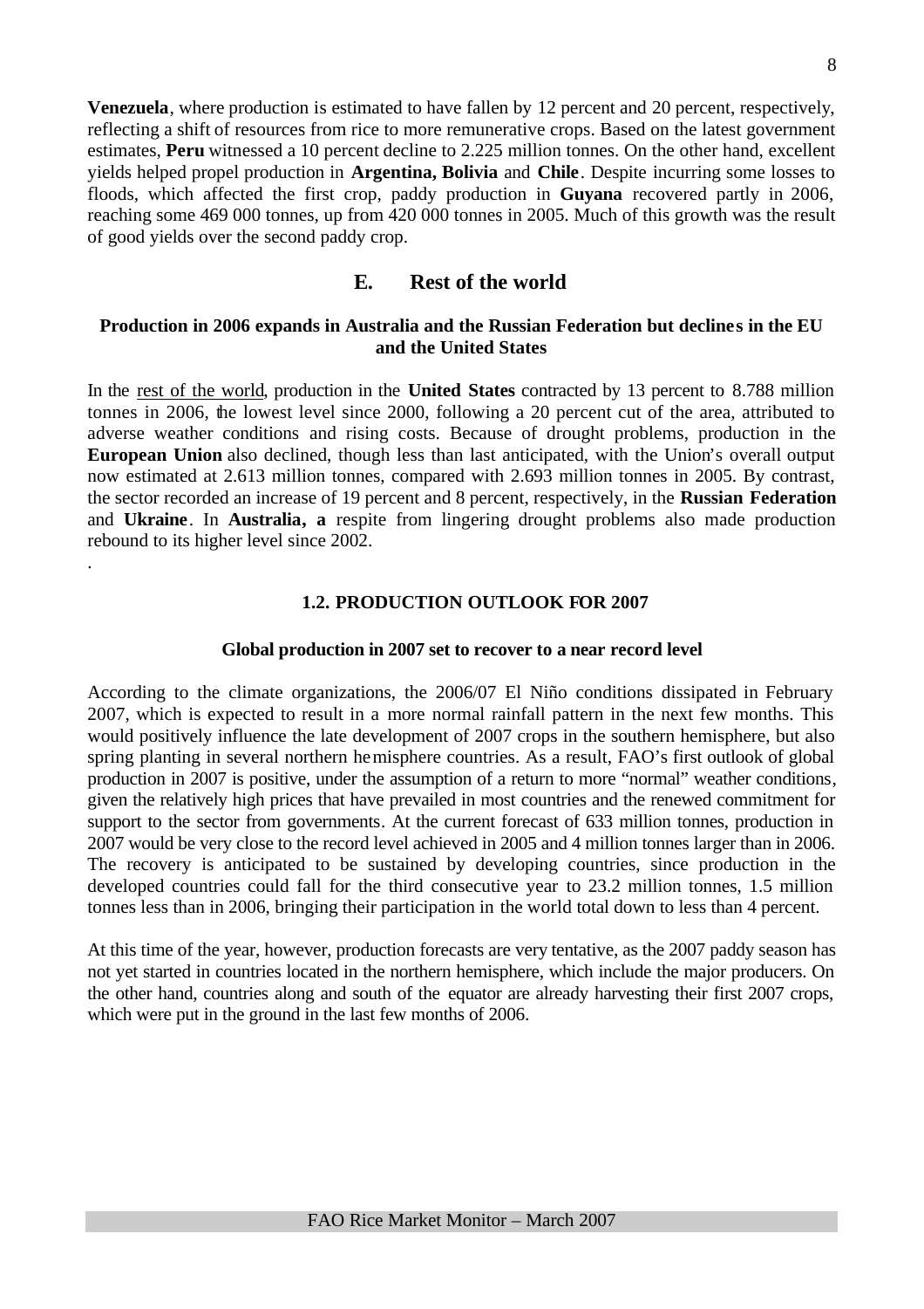**Venezuela**, where production is estimated to have fallen by 12 percent and 20 percent, respectively, reflecting a shift of resources from rice to more remunerative crops. Based on the latest government estimates, **Peru** witnessed a 10 percent decline to 2.225 million tonnes. On the other hand, excellent yields helped propel production in **Argentina, Bolivia** and **Chile**. Despite incurring some losses to floods, which affected the first crop, paddy production in **Guyana** recovered partly in 2006, reaching some 469 000 tonnes, up from 420 000 tonnes in 2005. Much of this growth was the result of good yields over the second paddy crop.

## E. Rest of the world

**Production in 2006 expands in Australia and the Russian Federation but declines in the EU and the United States**

In the rest of the world, production in the **United States** contracted by 13 percent to 8.788 million tonnes in 2006, the lowest level since 2000, following a 20 percent cut of the area, attributed to adverse weather conditions and rising costs. Because of drought problems, production in the **European Union** also declined, though less than last anticipated, with the Union's overall output now estimated at 2.613 million tonnes, compared with 2.693 million tonnes in 2005. By contrast, the sector recorded an increase of 19 percent and 8 percent, respectively, in the **Russian Federation** and **Ukraine**. In **Australia, a** respite from lingering drought problems also made production rebound to its higher level since 2002.

## 1.2. PRODUCTION OUTLOOK FOR 2007

**Global production in 2007 set to recover to a near record level**

According to the climate organizations, the 2006/07 El Niño conditions dissipated in February 2007, which is expected to result in a more normal rainfall pattern in the next few months. This would positively influence the late development of 2007 crops in the southern hemisphere, but also spring planting in several northern hemisphere countries. As a result, FAO's first outlook of global production in 2007 is positive, under the assumption of a return to more "normal" weather conditions, given the relatively high prices that have prevailed in most countries and the renewed commitment for support to the sector from governments. At the current forecast of 633 million tonnes, production in 2007 would be very close to the record level achieved in 2005 and 4 million tonnes larger than in 2006. The recovery is anticipated to be sustained by developing countries, since production in the developed countries could fall for the third consecutive year to 23.2 million tonnes, 1.5 million tonnes less than in 2006, bringing their participation in the world total down to less than 4 percent.

At this time of the year, however, production forecasts are very tentative, as the 2007 paddy season has not yet started in countries located in the northern hemisphere, which include the major producers. On the other hand, countries along and south of the equator are already harvesting their first 2007 crops, which were put in the ground in the last few months of 2006.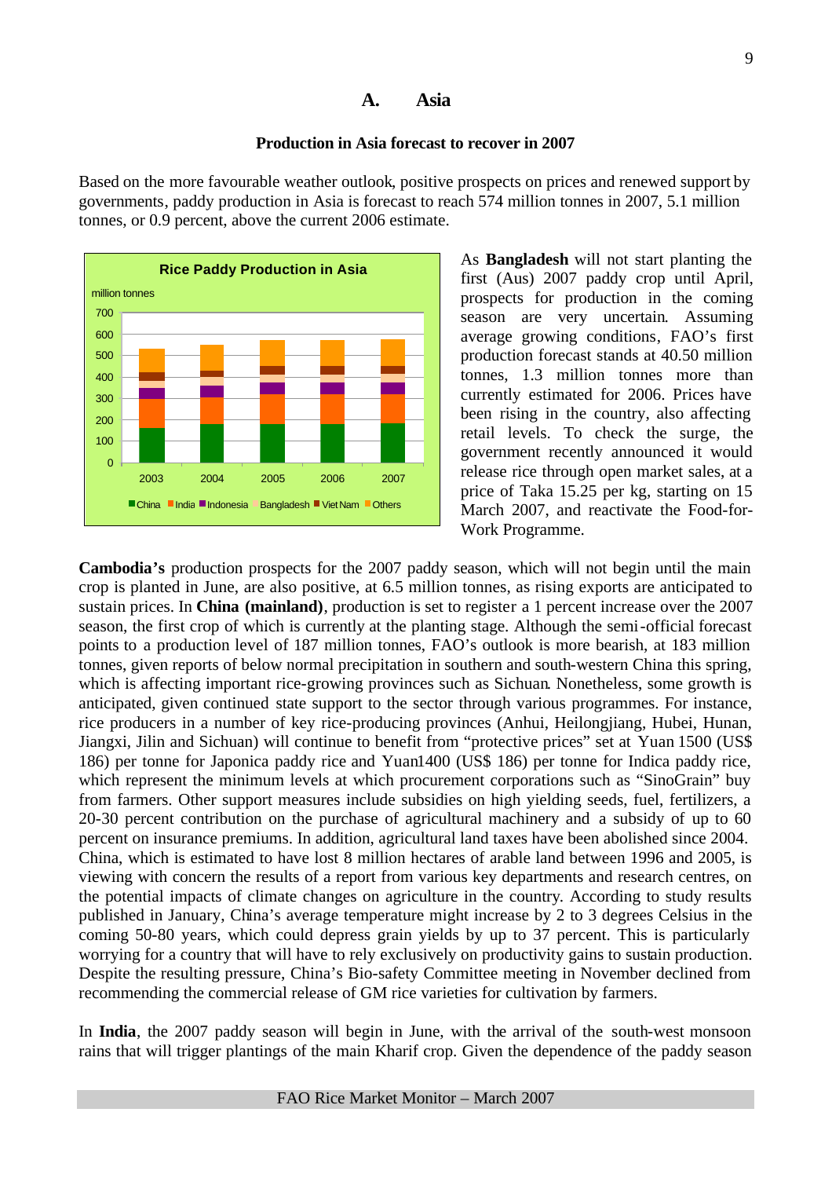## A. Asia

### Production in Asia forecast to recover in 2007

Based on the more favourable weather outlook, positive prospects on prices and renewed support by governments, paddy production in Asia is forecast to reach 574 million tonnes in 2007, 5.1 million tonnes, or 0.9 percent, above the current 2006 estimate.

**Rice Paddy Production in Asia**

million tonnes

700
600
500
400
300
200
100
0

2003 2004 2005 2006 2007

China India Indonesia Bangladesh Viet Nam Others

As **Bangladesh** will not start planting the first (Aus) 2007 paddy crop until April, prospects for production in the coming season are very uncertain. Assuming average growing conditions, FAO's first production forecast stands at 40.50 million tonnes, 1.3 million tonnes more than currently estimated for 2006. Prices have been rising in the country, also affecting retail levels. To check the surge, the government recently announced it would release rice through open market sales, at a price of Taka 15.25 per kg, starting on 15 March 2007, and reactivate the Food-for-Work Programme.

**Cambodia's** production prospects for the 2007 paddy season, which will not begin until the main crop is planted in June, are also positive, at 6.5 million tonnes, as rising exports are anticipated to sustain prices. In **China (mainland)**, production is set to register a 1 percent increase over the 2007 season, the first crop of which is currently at the planting stage. Although the semi-official forecast points to a production level of 187 million tonnes, FAO's outlook is more bearish, at 183 million tonnes, given reports of below normal precipitation in southern and south-western China this spring, which is affecting important rice-growing provinces such as Sichuan. Nonetheless, some growth is anticipated, given continued state support to the sector through various programmes. For instance, rice producers in a number of key rice-producing provinces (Anhui, Heilongjiang, Hubei, Hunan, Jiangxi, Jilin and Sichuan) will continue to benefit from "protective prices" set at Yuan 1500 (US$ 186) per tonne for Japonica paddy rice and Yuan1400 (US$ 186) per tonne for Indica paddy rice, which represent the minimum levels at which procurement corporations such as "SinoGrain" buy from farmers. Other support measures include subsidies on high yielding seeds, fuel, fertilizers, a 20-30 percent contribution on the purchase of agricultural machinery and a subsidy of up to 60 percent on insurance premiums. In addition, agricultural land taxes have been abolished since 2004. China, which is estimated to have lost 8 million hectares of arable land between 1996 and 2005, is viewing with concern the results of a report from various key departments and research centres, on the potential impacts of climate changes on agriculture in the country. According to study results published in January, China's average temperature might increase by 2 to 3 degrees Celsius in the coming 50-80 years, which could depress grain yields by up to 37 percent. This is particularly worrying for a country that will have to rely exclusively on productivity gains to sustain production. Despite the resulting pressure, China's Bio-safety Committee meeting in November declined from recommending the commercial release of GM rice varieties for cultivation by farmers.

In **India**, the 2007 paddy season will begin in June, with the arrival of the south-west monsoon rains that will trigger plantings of the main Kharif crop. Given the dependence of the paddy season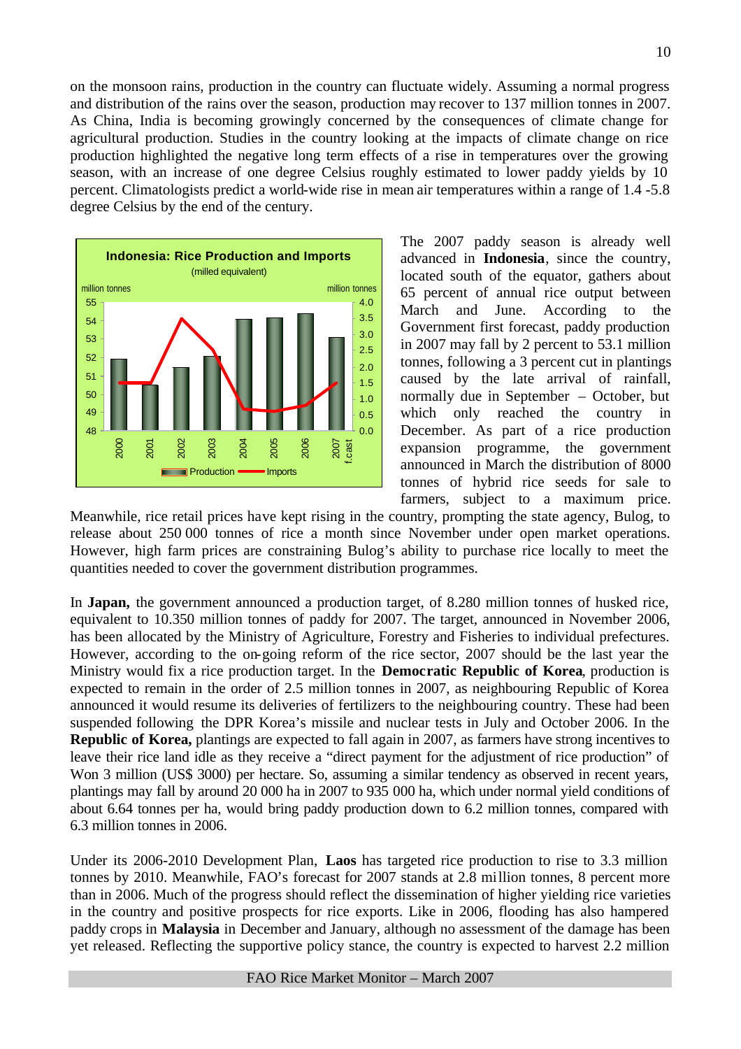on the monsoon rains, production in the country can fluctuate widely. Assuming a normal progress and distribution of the rains over the season, production may recover to 137 million tonnes in 2007. As China, India is becoming growingly concerned by the consequences of climate change for agricultural production. Studies in the country looking at the impacts of climate change on rice production highlighted the negative long term effects of a rise in temperatures over the growing season, with an increase of one degree Celsius roughly estimated to lower paddy yields by 10 percent. Climatologists predict a world-wide rise in mean air temperatures within a range of 1.4 -5.8 degree Celsius by the end of the century.

**Indonesia: Rice Production and Imports**
(milled equivalent)

The 2007 paddy season is already well advanced in **Indonesia**, since the country, located south of the equator, gathers about 65 percent of annual rice output between March and June. According to the Government first forecast, paddy production in 2007 may fall by 2 percent to 53.1 million tonnes, following a 3 percent cut in plantings caused by the late arrival of rainfall, normally due in September – October, but which only reached the country in December. As part of a rice production expansion programme, the government announced in March the distribution of 8000 tonnes of hybrid rice seeds for sale to farmers, subject to a maximum price. Meanwhile, rice retail prices have kept rising in the country, prompting the state agency, Bulog, to release about 250 000 tonnes of rice a month since November under open market operations. However, high farm prices are constraining Bulog's ability to purchase rice locally to meet the quantities needed to cover the government distribution programmes.

In **Japan,** the government announced a production target, of 8.280 million tonnes of husked rice, equivalent to 10.350 million tonnes of paddy for 2007. The target, announced in November 2006, has been allocated by the Ministry of Agriculture, Forestry and Fisheries to individual prefectures. However, according to the on-going reform of the rice sector, 2007 should be the last year the Ministry would fix a rice production target. In the **Democratic Republic of Korea**, production is expected to remain in the order of 2.5 million tonnes in 2007, as neighbouring Republic of Korea announced it would resume its deliveries of fertilizers to the neighbouring country. These had been suspended following the DPR Korea's missile and nuclear tests in July and October 2006. In the **Republic of Korea,** plantings are expected to fall again in 2007, as farmers have strong incentives to leave their rice land idle as they receive a "direct payment for the adjustment of rice production" of Won 3 million (US$ 3000) per hectare. So, assuming a similar tendency as observed in recent years, plantings may fall by around 20 000 ha in 2007 to 935 000 ha, which under normal yield conditions of about 6.64 tonnes per ha, would bring paddy production down to 6.2 million tonnes, compared with 6.3 million tonnes in 2006.

Under its 2006-2010 Development Plan, **Laos** has targeted rice production to rise to 3.3 million tonnes by 2010. Meanwhile, FAO's forecast for 2007 stands at 2.8 million tonnes, 8 percent more than in 2006. Much of the progress should reflect the dissemination of higher yielding rice varieties in the country and positive prospects for rice exports. Like in 2006, flooding has also hampered paddy crops in **Malaysia** in December and January, although no assessment of the damage has been yet released. Reflecting the supportive policy stance, the country is expected to harvest 2.2 million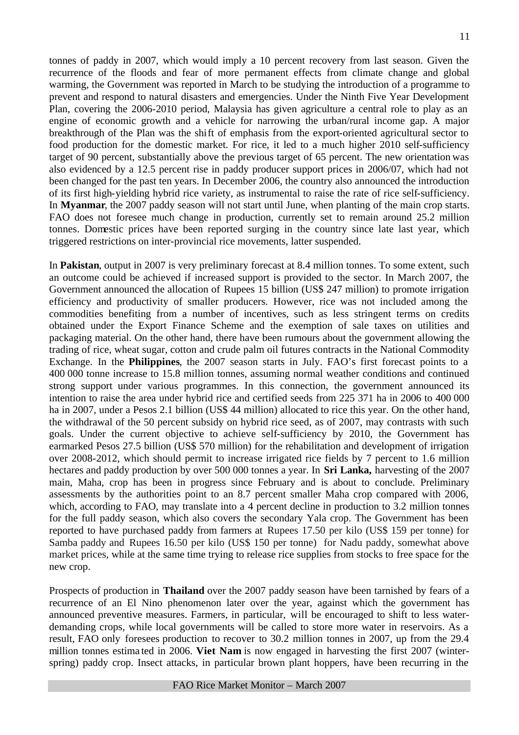tonnes of paddy in 2007, which would imply a 10 percent recovery from last season. Given the recurrence of the floods and fear of more permanent effects from climate change and global warming, the Government was reported in March to be studying the introduction of a programme to prevent and respond to natural disasters and emergencies. Under the Ninth Five Year Development Plan, covering the 2006-2010 period, Malaysia has given agriculture a central role to play as an engine of economic growth and a vehicle for narrowing the urban/rural income gap. A major breakthrough of the Plan was the shift of emphasis from the export-oriented agricultural sector to food production for the domestic market. For rice, it led to a much higher 2010 self-sufficiency target of 90 percent, substantially above the previous target of 65 percent. The new orientation was also evidenced by a 12.5 percent rise in paddy producer support prices in 2006/07, which had not been changed for the past ten years. In December 2006, the country also announced the introduction of its first high-yielding hybrid rice variety, as instrumental to raise the rate of rice self-sufficiency. In **Myanmar**, the 2007 paddy season will not start until June, when planting of the main crop starts. FAO does not foresee much change in production, currently set to remain around 25.2 million tonnes. Domestic prices have been reported surging in the country since late last year, which triggered restrictions on inter-provincial rice movements, latter suspended.

In **Pakistan**, output in 2007 is very preliminary forecast at 8.4 million tonnes. To some extent, such an outcome could be achieved if increased support is provided to the sector. In March 2007, the Government announced the allocation of Rupees 15 billion (US$ 247 million) to promote irrigation efficiency and productivity of smaller producers. However, rice was not included among the commodities benefiting from a number of incentives, such as less stringent terms on credits obtained under the Export Finance Scheme and the exemption of sale taxes on utilities and packaging material. On the other hand, there have been rumours about the government allowing the trading of rice, wheat sugar, cotton and crude palm oil futures contracts in the National Commodity Exchange. In the **Philippines**, the 2007 season starts in July. FAO's first forecast points to a 400 000 tonne increase to 15.8 million tonnes, assuming normal weather conditions and continued strong support under various programmes. In this connection, the government announced its intention to raise the area under hybrid rice and certified seeds from 225 371 ha in 2006 to 400 000 ha in 2007, under a Pesos 2.1 billion (US$ 44 million) allocated to rice this year. On the other hand, the withdrawal of the 50 percent subsidy on hybrid rice seed, as of 2007, may contrasts with such goals. Under the current objective to achieve self-sufficiency by 2010, the Government has earmarked Pesos 27.5 billion (US$ 570 million) for the rehabilitation and development of irrigation over 2008-2012, which should permit to increase irrigated rice fields by 7 percent to 1.6 million hectares and paddy production by over 500 000 tonnes a year. In **Sri Lanka,** harvesting of the 2007 main, Maha, crop has been in progress since February and is about to conclude. Preliminary assessments by the authorities point to an 8.7 percent smaller Maha crop compared with 2006, which, according to FAO, may translate into a 4 percent decline in production to 3.2 million tonnes for the full paddy season, which also covers the secondary Yala crop. The Government has been reported to have purchased paddy from farmers at Rupees 17.50 per kilo (US$ 159 per tonne) for Samba paddy and Rupees 16.50 per kilo (US$ 150 per tonne) for Nadu paddy, somewhat above market prices, while at the same time trying to release rice supplies from stocks to free space for the new crop.

Prospects of production in **Thailand** over the 2007 paddy season have been tarnished by fears of a recurrence of an El Nino phenomenon later over the year, against which the government has announced preventive measures. Farmers, in particular, will be encouraged to shift to less water-demanding crops, while local governments will be called to store more water in reservoirs. As a result, FAO only foresees production to recover to 30.2 million tonnes in 2007, up from the 29.4 million tonnes estimated in 2006. **Viet Nam** is now engaged in harvesting the first 2007 (winter-spring) paddy crop. Insect attacks, in particular brown plant hoppers, have been recurring in the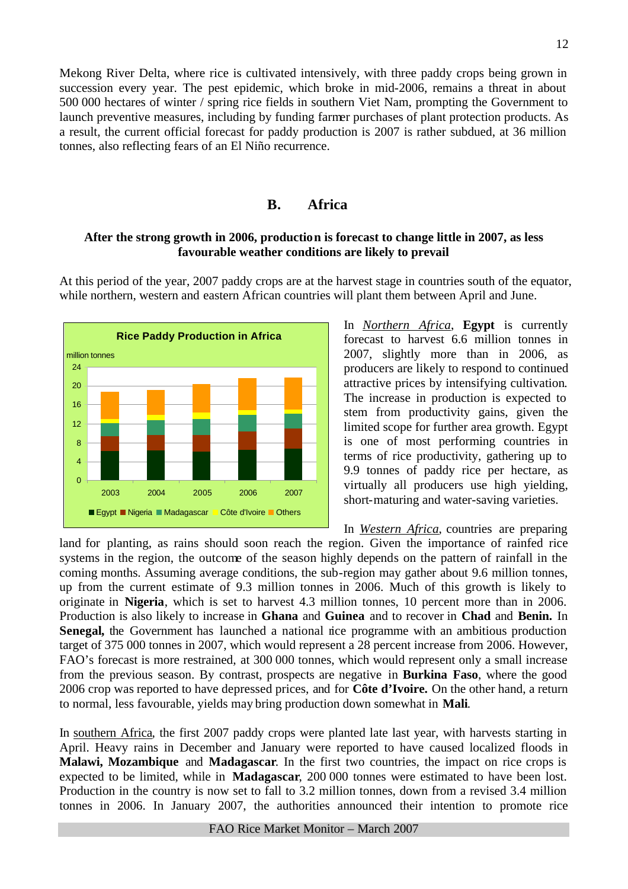Mekong River Delta, where rice is cultivated intensively, with three paddy crops being grown in succession every year. The pest epidemic, which broke in mid-2006, remains a threat in about 500 000 hectares of winter / spring rice fields in southern Viet Nam, prompting the Government to launch preventive measures, including by funding farmer purchases of plant protection products. As a result, the current official forecast for paddy production is 2007 is rather subdued, at 36 million tonnes, also reflecting fears of an El Niño recurrence.

## B. Africa

**After the strong growth in 2006, production is forecast to change little in 2007, as less favourable weather conditions are likely to prevail**

At this period of the year, 2007 paddy crops are at the harvest stage in countries south of the equator, while northern, western and eastern African countries will plant them between April and June.

**Rice Paddy Production in Africa**

million tonnes

(Chart: 2003–2007; Egypt, Nigeria, Madagascar, Côte d'Ivoire, Others)

In *Northern Africa*, **Egypt** is currently forecast to harvest 6.6 million tonnes in 2007, slightly more than in 2006, as producers are likely to respond to continued attractive prices by intensifying cultivation. The increase in production is expected to stem from productivity gains, given the limited scope for further area growth. Egypt is one of most performing countries in terms of rice productivity, gathering up to 9.9 tonnes of paddy rice per hectare, as virtually all producers use high yielding, short-maturing and water-saving varieties.

In *Western Africa*, countries are preparing land for planting, as rains should soon reach the region. Given the importance of rainfed rice systems in the region, the outcome of the season highly depends on the pattern of rainfall in the coming months. Assuming average conditions, the sub-region may gather about 9.6 million tonnes, up from the current estimate of 9.3 million tonnes in 2006. Much of this growth is likely to originate in **Nigeria**, which is set to harvest 4.3 million tonnes, 10 percent more than in 2006. Production is also likely to increase in **Ghana** and **Guinea** and to recover in **Chad** and **Benin.** In **Senegal,** the Government has launched a national rice programme with an ambitious production target of 375 000 tonnes in 2007, which would represent a 28 percent increase from 2006. However, FAO's forecast is more restrained, at 300 000 tonnes, which would represent only a small increase from the previous season. By contrast, prospects are negative in **Burkina Faso**, where the good 2006 crop was reported to have depressed prices, and for **Côte d'Ivoire.** On the other hand, a return to normal, less favourable, yields may bring production down somewhat in **Mali**.

In southern Africa, the first 2007 paddy crops were planted late last year, with harvests starting in April. Heavy rains in December and January were reported to have caused localized floods in **Malawi, Mozambique** and **Madagascar**. In the first two countries, the impact on rice crops is expected to be limited, while in **Madagascar**, 200 000 tonnes were estimated to have been lost. Production in the country is now set to fall to 3.2 million tonnes, down from a revised 3.4 million tonnes in 2006. In January 2007, the authorities announced their intention to promote rice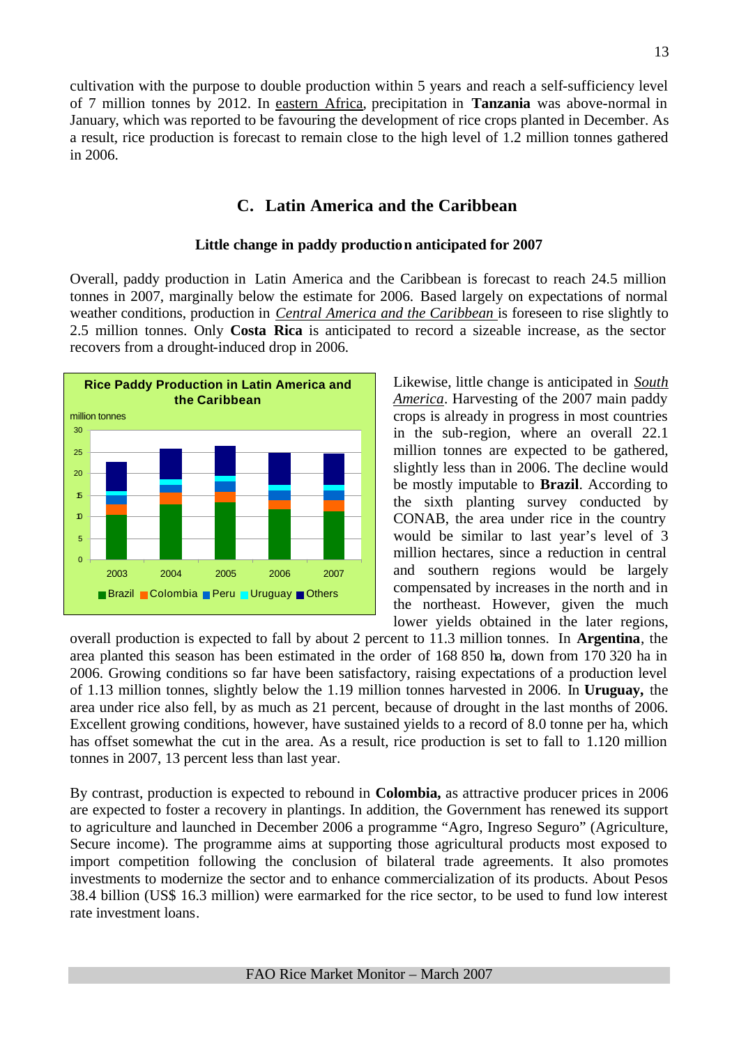cultivation with the purpose to double production within 5 years and reach a self-sufficiency level of 7 million tonnes by 2012. In eastern Africa, precipitation in **Tanzania** was above-normal in January, which was reported to be favouring the development of rice crops planted in December. As a result, rice production is forecast to remain close to the high level of 1.2 million tonnes gathered in 2006.

## C. Latin America and the Caribbean

### Little change in paddy production anticipated for 2007

Overall, paddy production in Latin America and the Caribbean is forecast to reach 24.5 million tonnes in 2007, marginally below the estimate for 2006. Based largely on expectations of normal weather conditions, production in *Central America and the Caribbean* is foreseen to rise slightly to 2.5 million tonnes. Only **Costa Rica** is anticipated to record a sizeable increase, as the sector recovers from a drought-induced drop in 2006.

**Rice Paddy Production in Latin America and the Caribbean**

million tonnes

(Stacked bar chart, 2003–2007: Brazil, Colombia, Peru, Uruguay, Others)

Likewise, little change is anticipated in *South America*. Harvesting of the 2007 main paddy crops is already in progress in most countries in the sub-region, where an overall 22.1 million tonnes are expected to be gathered, slightly less than in 2006. The decline would be mostly imputable to **Brazil**. According to the sixth planting survey conducted by CONAB, the area under rice in the country would be similar to last year's level of 3 million hectares, since a reduction in central and southern regions would be largely compensated by increases in the north and in the northeast. However, given the much lower yields obtained in the later regions, overall production is expected to fall by about 2 percent to 11.3 million tonnes. In **Argentina**, the area planted this season has been estimated in the order of 168 850 ha, down from 170 320 ha in 2006. Growing conditions so far have been satisfactory, raising expectations of a production level of 1.13 million tonnes, slightly below the 1.19 million tonnes harvested in 2006. In **Uruguay,** the area under rice also fell, by as much as 21 percent, because of drought in the last months of 2006. Excellent growing conditions, however, have sustained yields to a record of 8.0 tonne per ha, which has offset somewhat the cut in the area. As a result, rice production is set to fall to 1.120 million tonnes in 2007, 13 percent less than last year.

By contrast, production is expected to rebound in **Colombia,** as attractive producer prices in 2006 are expected to foster a recovery in plantings. In addition, the Government has renewed its support to agriculture and launched in December 2006 a programme "Agro, Ingreso Seguro" (Agriculture, Secure income). The programme aims at supporting those agricultural products most exposed to import competition following the conclusion of bilateral trade agreements. It also promotes investments to modernize the sector and to enhance commercialization of its products. About Pesos 38.4 billion (US$ 16.3 million) were earmarked for the rice sector, to be used to fund low interest rate investment loans.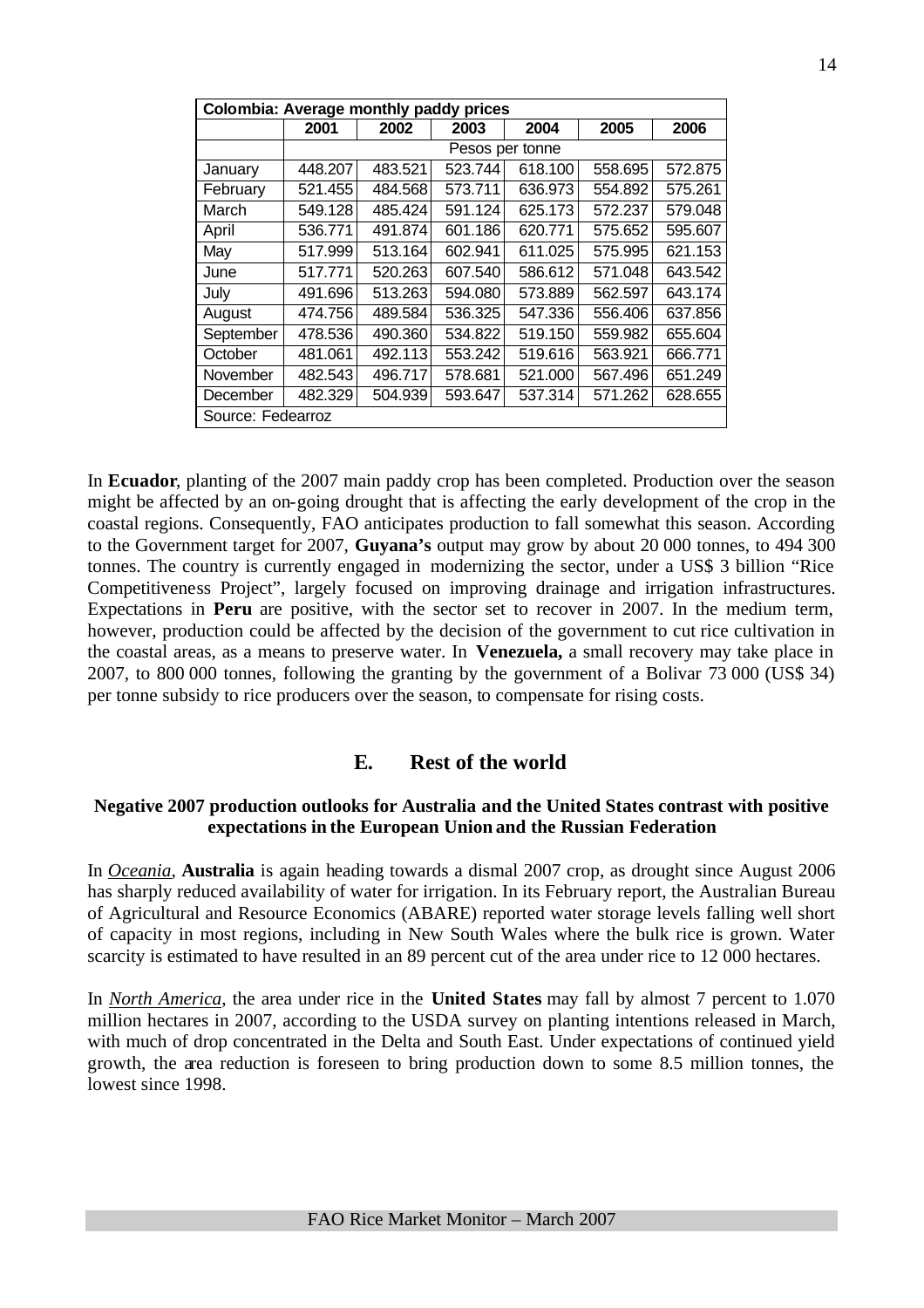| Colombia: Average monthly paddy prices | | | | | | |
|---|---|---|---|---|---|---|
| | 2001 | 2002 | 2003 | 2004 | 2005 | 2006 |
| | Pesos per tonne | | | | | |
| January | 448.207 | 483.521 | 523.744 | 618.100 | 558.695 | 572.875 |
| February | 521.455 | 484.568 | 573.711 | 636.973 | 554.892 | 575.261 |
| March | 549.128 | 485.424 | 591.124 | 625.173 | 572.237 | 579.048 |
| April | 536.771 | 491.874 | 601.186 | 620.771 | 575.652 | 595.607 |
| May | 517.999 | 513.164 | 602.941 | 611.025 | 575.995 | 621.153 |
| June | 517.771 | 520.263 | 607.540 | 586.612 | 571.048 | 643.542 |
| July | 491.696 | 513.263 | 594.080 | 573.889 | 562.597 | 643.174 |
| August | 474.756 | 489.584 | 536.325 | 547.336 | 556.406 | 637.856 |
| September | 478.536 | 490.360 | 534.822 | 519.150 | 559.982 | 655.604 |
| October | 481.061 | 492.113 | 553.242 | 519.616 | 563.921 | 666.771 |
| November | 482.543 | 496.717 | 578.681 | 521.000 | 567.496 | 651.249 |
| December | 482.329 | 504.939 | 593.647 | 537.314 | 571.262 | 628.655 |
| Source: Fedearroz | | | | | | |

In **Ecuador**, planting of the 2007 main paddy crop has been completed. Production over the season might be affected by an on-going drought that is affecting the early development of the crop in the coastal regions. Consequently, FAO anticipates production to fall somewhat this season. According to the Government target for 2007, **Guyana's** output may grow by about 20 000 tonnes, to 494 300 tonnes. The country is currently engaged in modernizing the sector, under a US$ 3 billion "Rice Competitiveness Project", largely focused on improving drainage and irrigation infrastructures. Expectations in **Peru** are positive, with the sector set to recover in 2007. In the medium term, however, production could be affected by the decision of the government to cut rice cultivation in the coastal areas, as a means to preserve water. In **Venezuela,** a small recovery may take place in 2007, to 800 000 tonnes, following the granting by the government of a Bolivar 73 000 (US$ 34) per tonne subsidy to rice producers over the season, to compensate for rising costs.

## E. Rest of the world

### Negative 2007 production outlooks for Australia and the United States contrast with positive expectations in the European Union and the Russian Federation

In *Oceania*, **Australia** is again heading towards a dismal 2007 crop, as drought since August 2006 has sharply reduced availability of water for irrigation. In its February report, the Australian Bureau of Agricultural and Resource Economics (ABARE) reported water storage levels falling well short of capacity in most regions, including in New South Wales where the bulk rice is grown. Water scarcity is estimated to have resulted in an 89 percent cut of the area under rice to 12 000 hectares.

In *North America*, the area under rice in the **United States** may fall by almost 7 percent to 1.070 million hectares in 2007, according to the USDA survey on planting intentions released in March, with much of drop concentrated in the Delta and South East. Under expectations of continued yield growth, the area reduction is foreseen to bring production down to some 8.5 million tonnes, the lowest since 1998.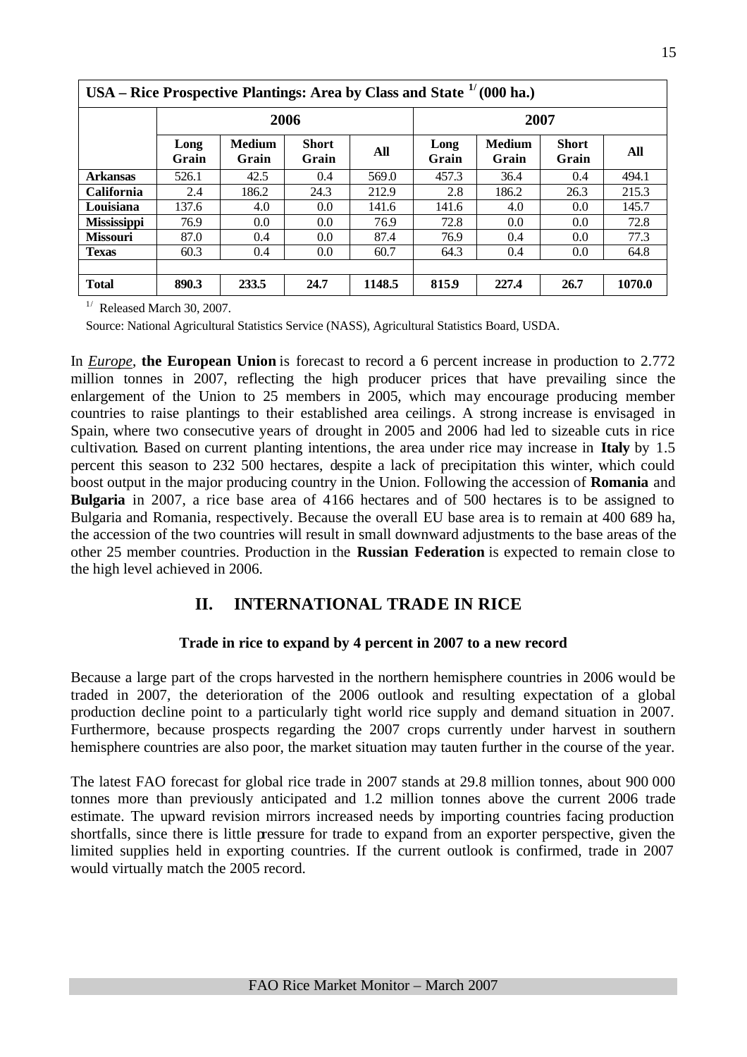| USA – Rice Prospective Plantings: Area by Class and State [1/] (000 ha.) | | | | | | | | |
|---|---|---|---|---|---|---|---|---|
| | 2006 | | | | 2007 | | | |
| | Long Grain | Medium Grain | Short Grain | All | Long Grain | Medium Grain | Short Grain | All |
| **Arkansas** | 526.1 | 42.5 | 0.4 | 569.0 | 457.3 | 36.4 | 0.4 | 494.1 |
| **California** | 2.4 | 186.2 | 24.3 | 212.9 | 2.8 | 186.2 | 26.3 | 215.3 |
| **Louisiana** | 137.6 | 4.0 | 0.0 | 141.6 | 141.6 | 4.0 | 0.0 | 145.7 |
| **Mississippi** | 76.9 | 0.0 | 0.0 | 76.9 | 72.8 | 0.0 | 0.0 | 72.8 |
| **Missouri** | 87.0 | 0.4 | 0.0 | 87.4 | 76.9 | 0.4 | 0.0 | 77.3 |
| **Texas** | 60.3 | 0.4 | 0.0 | 60.7 | 64.3 | 0.4 | 0.0 | 64.8 |
| | | | | | | | | |
| **Total** | **890.3** | **233.5** | **24.7** | **1148.5** | **815.9** | **227.4** | **26.7** | **1070.0** |

[1/] Released March 30, 2007.

Source: National Agricultural Statistics Service (NASS), Agricultural Statistics Board, USDA.

In ***Europe***, **the European Union** is forecast to record a 6 percent increase in production to 2.772 million tonnes in 2007, reflecting the high producer prices that have prevailing since the enlargement of the Union to 25 members in 2005, which may encourage producing member countries to raise plantings to their established area ceilings. A strong increase is envisaged in Spain, where two consecutive years of drought in 2005 and 2006 had led to sizeable cuts in rice cultivation. Based on current planting intentions, the area under rice may increase in **Italy** by 1.5 percent this season to 232 500 hectares, despite a lack of precipitation this winter, which could boost output in the major producing country in the Union. Following the accession of **Romania** and **Bulgaria** in 2007, a rice base area of 4166 hectares and of 500 hectares is to be assigned to Bulgaria and Romania, respectively. Because the overall EU base area is to remain at 400 689 ha, the accession of the two countries will result in small downward adjustments to the base areas of the other 25 member countries. Production in the **Russian Federation** is expected to remain close to the high level achieved in 2006.

## II. INTERNATIONAL TRADE IN RICE

### Trade in rice to expand by 4 percent in 2007 to a new record

Because a large part of the crops harvested in the northern hemisphere countries in 2006 would be traded in 2007, the deterioration of the 2006 outlook and resulting expectation of a global production decline point to a particularly tight world rice supply and demand situation in 2007. Furthermore, because prospects regarding the 2007 crops currently under harvest in southern hemisphere countries are also poor, the market situation may tauten further in the course of the year.

The latest FAO forecast for global rice trade in 2007 stands at 29.8 million tonnes, about 900 000 tonnes more than previously anticipated and 1.2 million tonnes above the current 2006 trade estimate. The upward revision mirrors increased needs by importing countries facing production shortfalls, since there is little pressure for trade to expand from an exporter perspective, given the limited supplies held in exporting countries. If the current outlook is confirmed, trade in 2007 would virtually match the 2005 record.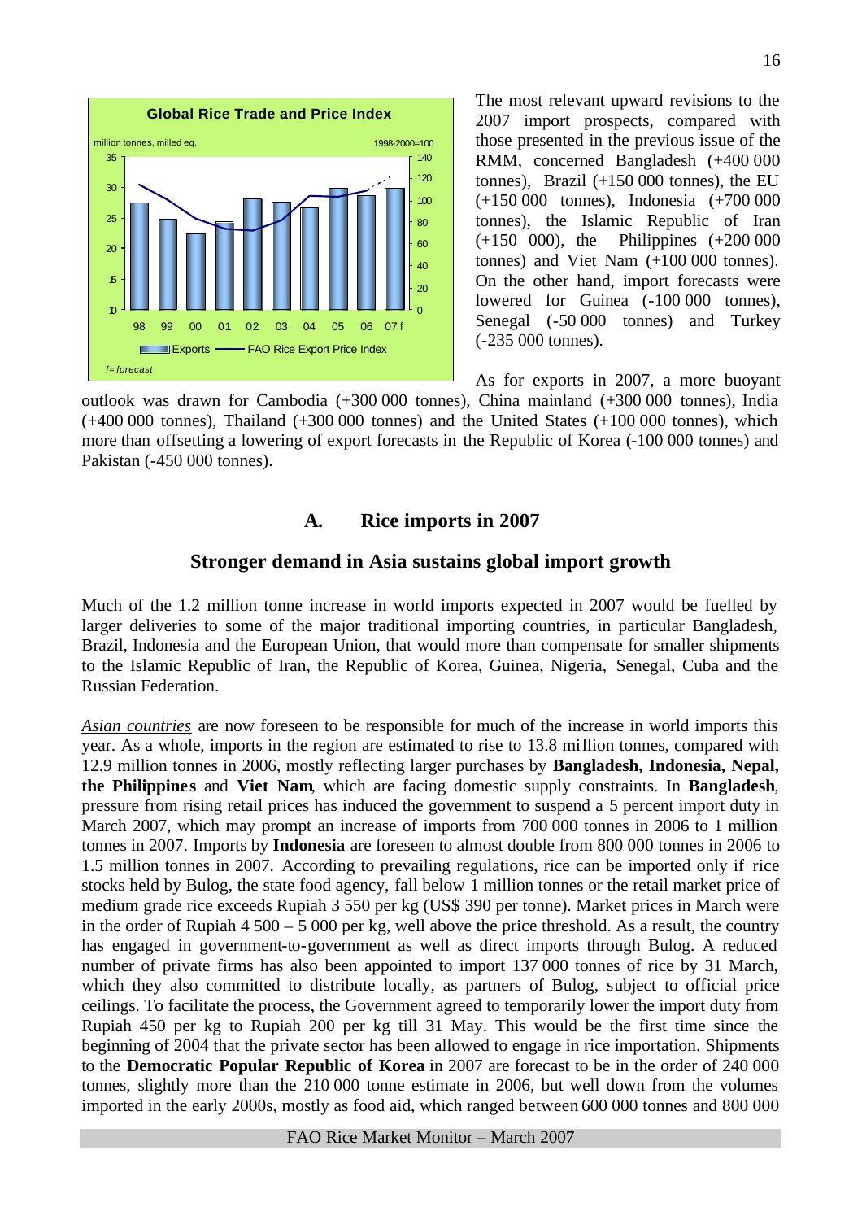**Global Rice Trade and Price Index**

million tonnes, milled eq. — 1998-2000=100

Exports —— FAO Rice Export Price Index

*f= forecast*

The most relevant upward revisions to the 2007 import prospects, compared with those presented in the previous issue of the RMM, concerned Bangladesh (+400 000 tonnes), Brazil (+150 000 tonnes), the EU (+150 000 tonnes), Indonesia (+700 000 tonnes), the Islamic Republic of Iran (+150 000), the Philippines (+200 000 tonnes) and Viet Nam (+100 000 tonnes). On the other hand, import forecasts were lowered for Guinea (-100 000 tonnes), Senegal (-50 000 tonnes) and Turkey (-235 000 tonnes).

As for exports in 2007, a more buoyant outlook was drawn for Cambodia (+300 000 tonnes), China mainland (+300 000 tonnes), India (+400 000 tonnes), Thailand (+300 000 tonnes) and the United States (+100 000 tonnes), which more than offsetting a lowering of export forecasts in the Republic of Korea (-100 000 tonnes) and Pakistan (-450 000 tonnes).

## A. Rice imports in 2007

### Stronger demand in Asia sustains global import growth

Much of the 1.2 million tonne increase in world imports expected in 2007 would be fuelled by larger deliveries to some of the major traditional importing countries, in particular Bangladesh, Brazil, Indonesia and the European Union, that would more than compensate for smaller shipments to the Islamic Republic of Iran, the Republic of Korea, Guinea, Nigeria, Senegal, Cuba and the Russian Federation.

<u>*Asian countries*</u> are now foreseen to be responsible for much of the increase in world imports this year. As a whole, imports in the region are estimated to rise to 13.8 million tonnes, compared with 12.9 million tonnes in 2006, mostly reflecting larger purchases by **Bangladesh, Indonesia, Nepal, the Philippines** and **Viet Nam**, which are facing domestic supply constraints. In **Bangladesh**, pressure from rising retail prices has induced the government to suspend a 5 percent import duty in March 2007, which may prompt an increase of imports from 700 000 tonnes in 2006 to 1 million tonnes in 2007. Imports by **Indonesia** are foreseen to almost double from 800 000 tonnes in 2006 to 1.5 million tonnes in 2007. According to prevailing regulations, rice can be imported only if rice stocks held by Bulog, the state food agency, fall below 1 million tonnes or the retail market price of medium grade rice exceeds Rupiah 3 550 per kg (US$ 390 per tonne). Market prices in March were in the order of Rupiah 4 500 – 5 000 per kg, well above the price threshold. As a result, the country has engaged in government-to-government as well as direct imports through Bulog. A reduced number of private firms has also been appointed to import 137 000 tonnes of rice by 31 March, which they also committed to distribute locally, as partners of Bulog, subject to official price ceilings. To facilitate the process, the Government agreed to temporarily lower the import duty from Rupiah 450 per kg to Rupiah 200 per kg till 31 May. This would be the first time since the beginning of 2004 that the private sector has been allowed to engage in rice importation. Shipments to the **Democratic Popular Republic of Korea** in 2007 are forecast to be in the order of 240 000 tonnes, slightly more than the 210 000 tonne estimate in 2006, but well down from the volumes imported in the early 2000s, mostly as food aid, which ranged between 600 000 tonnes and 800 000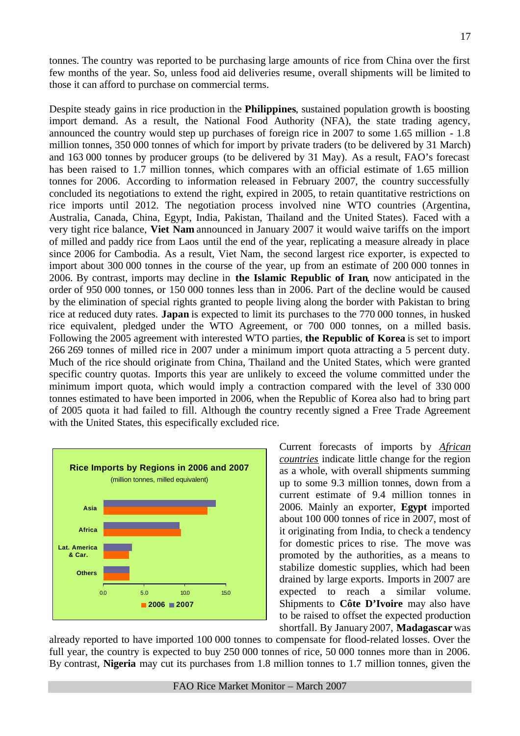tonnes. The country was reported to be purchasing large amounts of rice from China over the first few months of the year. So, unless food aid deliveries resume, overall shipments will be limited to those it can afford to purchase on commercial terms.

Despite steady gains in rice production in the **Philippines**, sustained population growth is boosting import demand. As a result, the National Food Authority (NFA), the state trading agency, announced the country would step up purchases of foreign rice in 2007 to some 1.65 million - 1.8 million tonnes, 350 000 tonnes of which for import by private traders (to be delivered by 31 March) and 163 000 tonnes by producer groups (to be delivered by 31 May). As a result, FAO's forecast has been raised to 1.7 million tonnes, which compares with an official estimate of 1.65 million tonnes for 2006. According to information released in February 2007, the country successfully concluded its negotiations to extend the right, expired in 2005, to retain quantitative restrictions on rice imports until 2012. The negotiation process involved nine WTO countries (Argentina, Australia, Canada, China, Egypt, India, Pakistan, Thailand and the United States). Faced with a very tight rice balance, **Viet Nam** announced in January 2007 it would waive tariffs on the import of milled and paddy rice from Laos until the end of the year, replicating a measure already in place since 2006 for Cambodia. As a result, Viet Nam, the second largest rice exporter, is expected to import about 300 000 tonnes in the course of the year, up from an estimate of 200 000 tonnes in 2006. By contrast, imports may decline in **the Islamic Republic of Iran**, now anticipated in the order of 950 000 tonnes, or 150 000 tonnes less than in 2006. Part of the decline would be caused by the elimination of special rights granted to people living along the border with Pakistan to bring rice at reduced duty rates. **Japan** is expected to limit its purchases to the 770 000 tonnes, in husked rice equivalent, pledged under the WTO Agreement, or 700 000 tonnes, on a milled basis. Following the 2005 agreement with interested WTO parties, **the Republic of Korea** is set to import 266 269 tonnes of milled rice in 2007 under a minimum import quota attracting a 5 percent duty. Much of the rice should originate from China, Thailand and the United States, which were granted specific country quotas. Imports this year are unlikely to exceed the volume committed under the minimum import quota, which would imply a contraction compared with the level of 330 000 tonnes estimated to have been imported in 2006, when the Republic of Korea also had to bring part of 2005 quota it had failed to fill. Although the country recently signed a Free Trade Agreement with the United States, this especifically excluded rice.

**Rice Imports by Regions in 2006 and 2007**
(million tonnes, milled equivalent)

Current forecasts of imports by *African countries* indicate little change for the region as a whole, with overall shipments summing up to some 9.3 million tonnes, down from a current estimate of 9.4 million tonnes in 2006. Mainly an exporter, **Egypt** imported about 100 000 tonnes of rice in 2007, most of it originating from India, to check a tendency for domestic prices to rise. The move was promoted by the authorities, as a means to stabilize domestic supplies, which had been drained by large exports. Imports in 2007 are expected to reach a similar volume. Shipments to **Côte D'Ivoire** may also have to be raised to offset the expected production shortfall. By January 2007, **Madagascar** was already reported to have imported 100 000 tonnes to compensate for flood-related losses. Over the full year, the country is expected to buy 250 000 tonnes of rice, 50 000 tonnes more than in 2006. By contrast, **Nigeria** may cut its purchases from 1.8 million tonnes to 1.7 million tonnes, given the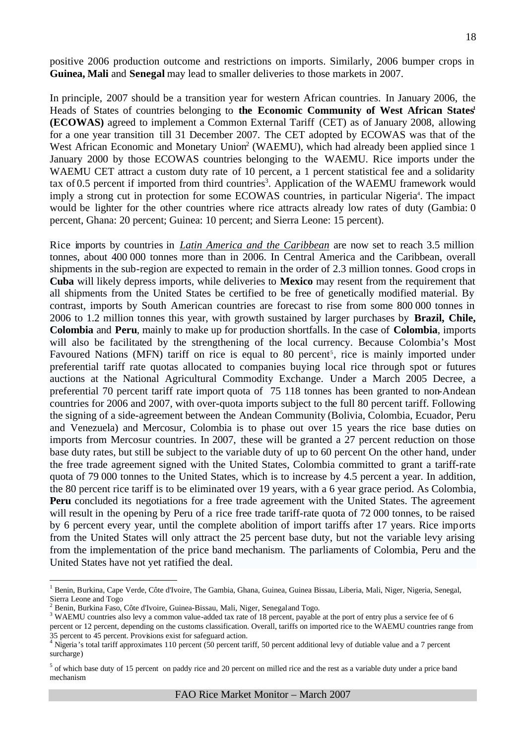positive 2006 production outcome and restrictions on imports. Similarly, 2006 bumper crops in **Guinea, Mali** and **Senegal** may lead to smaller deliveries to those markets in 2007.

In principle, 2007 should be a transition year for western African countries. In January 2006, the Heads of States of countries belonging to **the Economic Community of West African States**[1] **(ECOWAS)** agreed to implement a Common External Tariff (CET) as of January 2008, allowing for a one year transition till 31 December 2007. The CET adopted by ECOWAS was that of the West African Economic and Monetary Union[2] (WAEMU), which had already been applied since 1 January 2000 by those ECOWAS countries belonging to the WAEMU. Rice imports under the WAEMU CET attract a custom duty rate of 10 percent, a 1 percent statistical fee and a solidarity tax of 0.5 percent if imported from third countries[3]. Application of the WAEMU framework would imply a strong cut in protection for some ECOWAS countries, in particular Nigeria[4]. The impact would be lighter for the other countries where rice attracts already low rates of duty (Gambia: 0 percent, Ghana: 20 percent; Guinea: 10 percent; and Sierra Leone: 15 percent).

Rice imports by countries in *Latin America and the Caribbean* are now set to reach 3.5 million tonnes, about 400 000 tonnes more than in 2006. In Central America and the Caribbean, overall shipments in the sub-region are expected to remain in the order of 2.3 million tonnes. Good crops in **Cuba** will likely depress imports, while deliveries to **Mexico** may resent from the requirement that all shipments from the United States be certified to be free of genetically modified material. By contrast, imports by South American countries are forecast to rise from some 800 000 tonnes in 2006 to 1.2 million tonnes this year, with growth sustained by larger purchases by **Brazil, Chile, Colombia** and **Peru**, mainly to make up for production shortfalls. In the case of **Colombia**, imports will also be facilitated by the strengthening of the local currency. Because Colombia's Most Favoured Nations (MFN) tariff on rice is equal to 80 percent[5], rice is mainly imported under preferential tariff rate quotas allocated to companies buying local rice through spot or futures auctions at the National Agricultural Commodity Exchange. Under a March 2005 Decree, a preferential 70 percent tariff rate import quota of 75 118 tonnes has been granted to non-Andean countries for 2006 and 2007, with over-quota imports subject to the full 80 percent tariff. Following the signing of a side-agreement between the Andean Community (Bolivia, Colombia, Ecuador, Peru and Venezuela) and Mercosur, Colombia is to phase out over 15 years the rice base duties on imports from Mercosur countries. In 2007, these will be granted a 27 percent reduction on those base duty rates, but still be subject to the variable duty of up to 60 percent On the other hand, under the free trade agreement signed with the United States, Colombia committed to grant a tariff-rate quota of 79 000 tonnes to the United States, which is to increase by 4.5 percent a year. In addition, the 80 percent rice tariff is to be eliminated over 19 years, with a 6 year grace period. As Colombia, **Peru** concluded its negotiations for a free trade agreement with the United States. The agreement will result in the opening by Peru of a rice free trade tariff-rate quota of 72 000 tonnes, to be raised by 6 percent every year, until the complete abolition of import tariffs after 17 years. Rice imports from the United States will only attract the 25 percent base duty, but not the variable levy arising from the implementation of the price band mechanism. The parliaments of Colombia, Peru and the United States have not yet ratified the deal.

---

[1] Benin, Burkina, Cape Verde, Côte d'Ivoire, The Gambia, Ghana, Guinea, Guinea Bissau, Liberia, Mali, Niger, Nigeria, Senegal, Sierra Leone and Togo

[2] Benin, Burkina Faso, Côte d'Ivoire, Guinea-Bissau, Mali, Niger, Senegal and Togo.

[3] WAEMU countries also levy a common value-added tax rate of 18 percent, payable at the port of entry plus a service fee of 6 percent or 12 percent, depending on the customs classification. Overall, tariffs on imported rice to the WAEMU countries range from 35 percent to 45 percent. Provisions exist for safeguard action.

[4] Nigeria's total tariff approximates 110 percent (50 percent tariff, 50 percent additional levy of dutiable value and a 7 percent surcharge)

[5] of which base duty of 15 percent on paddy rice and 20 percent on milled rice and the rest as a variable duty under a price band mechanism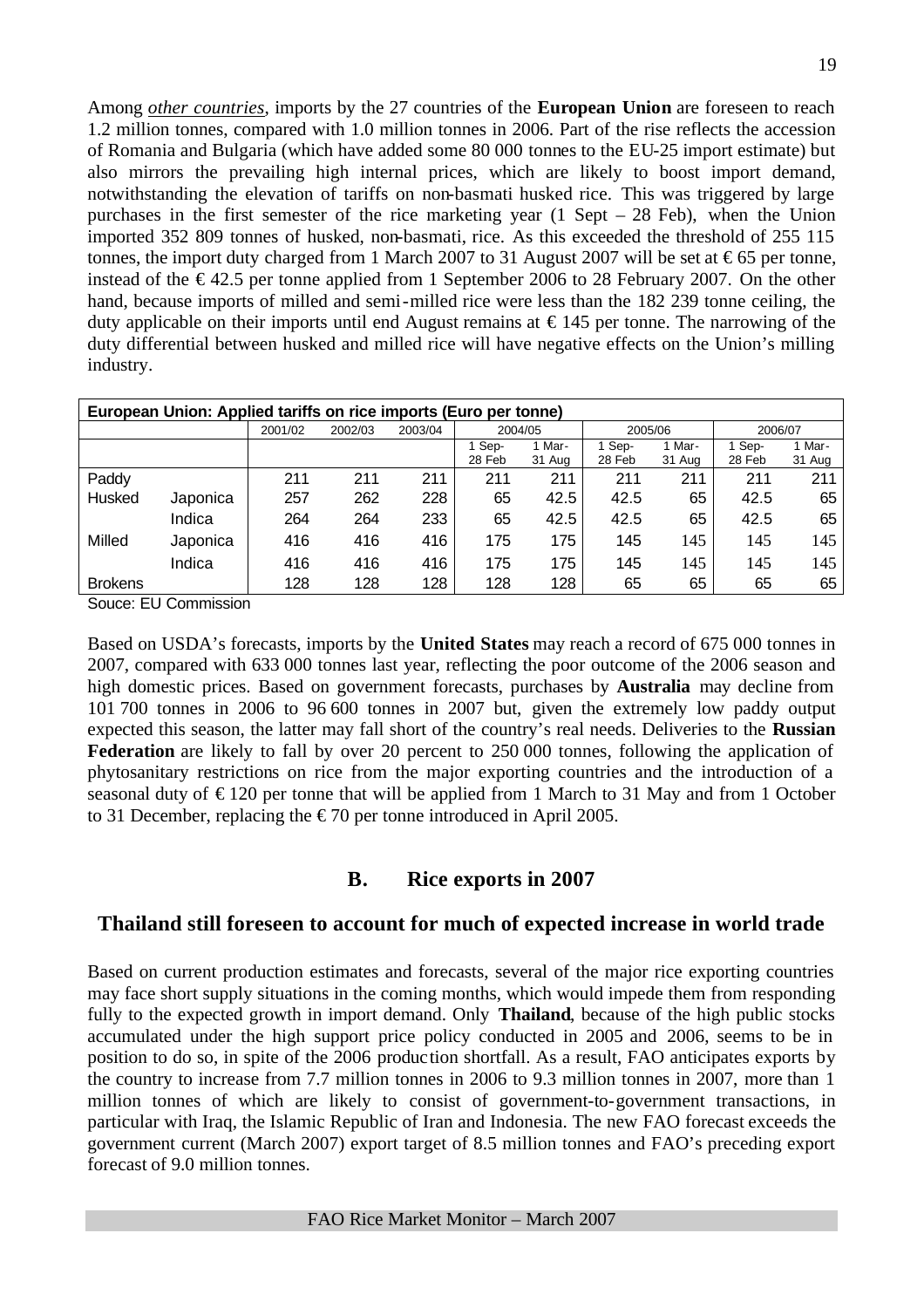Among *other countries*, imports by the 27 countries of the **European Union** are foreseen to reach 1.2 million tonnes, compared with 1.0 million tonnes in 2006. Part of the rise reflects the accession of Romania and Bulgaria (which have added some 80 000 tonnes to the EU-25 import estimate) but also mirrors the prevailing high internal prices, which are likely to boost import demand, notwithstanding the elevation of tariffs on non-basmati husked rice. This was triggered by large purchases in the first semester of the rice marketing year (1 Sept – 28 Feb), when the Union imported 352 809 tonnes of husked, non-basmati, rice. As this exceeded the threshold of 255 115 tonnes, the import duty charged from 1 March 2007 to 31 August 2007 will be set at € 65 per tonne, instead of the € 42.5 per tonne applied from 1 September 2006 to 28 February 2007. On the other hand, because imports of milled and semi-milled rice were less than the 182 239 tonne ceiling, the duty applicable on their imports until end August remains at € 145 per tonne. The narrowing of the duty differential between husked and milled rice will have negative effects on the Union's milling industry.

| European Union: Applied tariffs on rice imports (Euro per tonne) | | | | | | | | | | |
|---|---|---|---|---|---|---|---|---|---|---|
| | | 2001/02 | 2002/03 | 2003/04 | 2004/05 | | 2005/06 | | 2006/07 | |
| | | | | | 1 Sep-28 Feb | 1 Mar-31 Aug | 1 Sep-28 Feb | 1 Mar-31 Aug | 1 Sep-28 Feb | 1 Mar-31 Aug |
| Paddy | | 211 | 211 | 211 | 211 | 211 | 211 | 211 | 211 | 211 |
| Husked | Japonica | 257 | 262 | 228 | 65 | 42.5 | 42.5 | 65 | 42.5 | 65 |
| | Indica | 264 | 264 | 233 | 65 | 42.5 | 42.5 | 65 | 42.5 | 65 |
| Milled | Japonica | 416 | 416 | 416 | 175 | 175 | 145 | 145 | 145 | 145 |
| | Indica | 416 | 416 | 416 | 175 | 175 | 145 | 145 | 145 | 145 |
| Brokens | | 128 | 128 | 128 | 128 | 128 | 65 | 65 | 65 | 65 |

Souce: EU Commission

Based on USDA's forecasts, imports by the **United States** may reach a record of 675 000 tonnes in 2007, compared with 633 000 tonnes last year, reflecting the poor outcome of the 2006 season and high domestic prices. Based on government forecasts, purchases by **Australia** may decline from 101 700 tonnes in 2006 to 96 600 tonnes in 2007 but, given the extremely low paddy output expected this season, the latter may fall short of the country's real needs. Deliveries to the **Russian Federation** are likely to fall by over 20 percent to 250 000 tonnes, following the application of phytosanitary restrictions on rice from the major exporting countries and the introduction of a seasonal duty of € 120 per tonne that will be applied from 1 March to 31 May and from 1 October to 31 December, replacing the € 70 per tonne introduced in April 2005.

## B. Rice exports in 2007

### Thailand still foreseen to account for much of expected increase in world trade

Based on current production estimates and forecasts, several of the major rice exporting countries may face short supply situations in the coming months, which would impede them from responding fully to the expected growth in import demand. Only **Thailand**, because of the high public stocks accumulated under the high support price policy conducted in 2005 and 2006, seems to be in position to do so, in spite of the 2006 production shortfall. As a result, FAO anticipates exports by the country to increase from 7.7 million tonnes in 2006 to 9.3 million tonnes in 2007, more than 1 million tonnes of which are likely to consist of government-to-government transactions, in particular with Iraq, the Islamic Republic of Iran and Indonesia. The new FAO forecast exceeds the government current (March 2007) export target of 8.5 million tonnes and FAO's preceding export forecast of 9.0 million tonnes.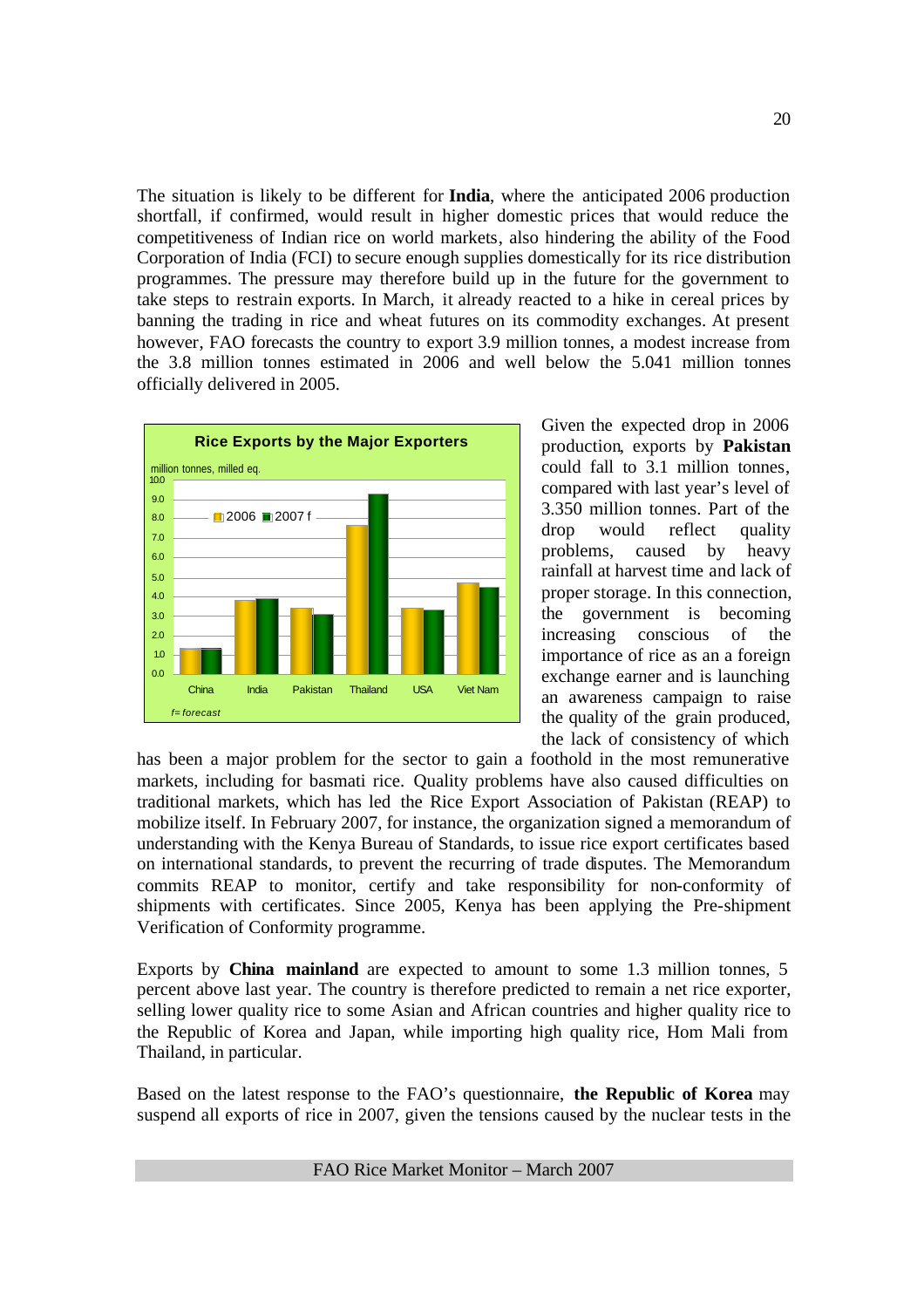The situation is likely to be different for **India**, where the anticipated 2006 production shortfall, if confirmed, would result in higher domestic prices that would reduce the competitiveness of Indian rice on world markets, also hindering the ability of the Food Corporation of India (FCI) to secure enough supplies domestically for its rice distribution programmes. The pressure may therefore build up in the future for the government to take steps to restrain exports. In March, it already reacted to a hike in cereal prices by banning the trading in rice and wheat futures on its commodity exchanges. At present however, FAO forecasts the country to export 3.9 million tonnes, a modest increase from the 3.8 million tonnes estimated in 2006 and well below the 5.041 million tonnes officially delivered in 2005.

**Rice Exports by the Major Exporters**

million tonnes, milled eq.

| | 2006 | 2007 f |
|---|---|---|
| China | 1.3 | 1.3 |
| India | 3.8 | 3.9 |
| Pakistan | 3.4 | 3.1 |
| Thailand | 7.6 | 9.3 |
| USA | 3.4 | 3.3 |
| Viet Nam | 4.7 | 4.5 |

*f= forecast*

Given the expected drop in 2006 production, exports by **Pakistan** could fall to 3.1 million tonnes, compared with last year's level of 3.350 million tonnes. Part of the drop would reflect quality problems, caused by heavy rainfall at harvest time and lack of proper storage. In this connection, the government is becoming increasing conscious of the importance of rice as an a foreign exchange earner and is launching an awareness campaign to raise the quality of the grain produced, the lack of consistency of which has been a major problem for the sector to gain a foothold in the most remunerative markets, including for basmati rice. Quality problems have also caused difficulties on traditional markets, which has led the Rice Export Association of Pakistan (REAP) to mobilize itself. In February 2007, for instance, the organization signed a memorandum of understanding with the Kenya Bureau of Standards, to issue rice export certificates based on international standards, to prevent the recurring of trade disputes. The Memorandum commits REAP to monitor, certify and take responsibility for non-conformity of shipments with certificates. Since 2005, Kenya has been applying the Pre-shipment Verification of Conformity programme.

Exports by **China mainland** are expected to amount to some 1.3 million tonnes, 5 percent above last year. The country is therefore predicted to remain a net rice exporter, selling lower quality rice to some Asian and African countries and higher quality rice to the Republic of Korea and Japan, while importing high quality rice, Hom Mali from Thailand, in particular.

Based on the latest response to the FAO's questionnaire, **the Republic of Korea** may suspend all exports of rice in 2007, given the tensions caused by the nuclear tests in the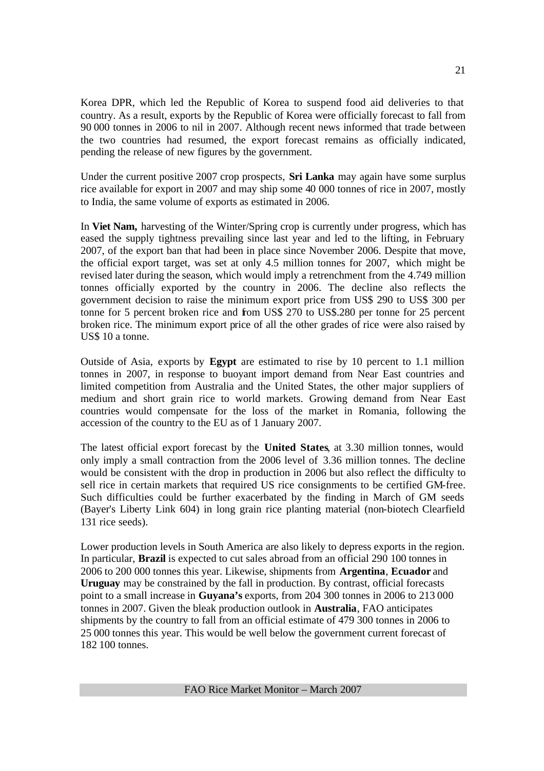Korea DPR, which led the Republic of Korea to suspend food aid deliveries to that country. As a result, exports by the Republic of Korea were officially forecast to fall from 90 000 tonnes in 2006 to nil in 2007. Although recent news informed that trade between the two countries had resumed, the export forecast remains as officially indicated, pending the release of new figures by the government.

Under the current positive 2007 crop prospects, **Sri Lanka** may again have some surplus rice available for export in 2007 and may ship some 40 000 tonnes of rice in 2007, mostly to India, the same volume of exports as estimated in 2006.

In **Viet Nam,** harvesting of the Winter/Spring crop is currently under progress, which has eased the supply tightness prevailing since last year and led to the lifting, in February 2007, of the export ban that had been in place since November 2006. Despite that move, the official export target, was set at only 4.5 million tonnes for 2007, which might be revised later during the season, which would imply a retrenchment from the 4.749 million tonnes officially exported by the country in 2006. The decline also reflects the government decision to raise the minimum export price from US$ 290 to US$ 300 per tonne for 5 percent broken rice and from US$ 270 to US$.280 per tonne for 25 percent broken rice. The minimum export price of all the other grades of rice were also raised by US$ 10 a tonne.

Outside of Asia, exports by **Egypt** are estimated to rise by 10 percent to 1.1 million tonnes in 2007, in response to buoyant import demand from Near East countries and limited competition from Australia and the United States, the other major suppliers of medium and short grain rice to world markets. Growing demand from Near East countries would compensate for the loss of the market in Romania, following the accession of the country to the EU as of 1 January 2007.

The latest official export forecast by the **United States**, at 3.30 million tonnes, would only imply a small contraction from the 2006 level of 3.36 million tonnes. The decline would be consistent with the drop in production in 2006 but also reflect the difficulty to sell rice in certain markets that required US rice consignments to be certified GM-free. Such difficulties could be further exacerbated by the finding in March of GM seeds (Bayer's Liberty Link 604) in long grain rice planting material (non-biotech Clearfield 131 rice seeds).

Lower production levels in South America are also likely to depress exports in the region. In particular, **Brazil** is expected to cut sales abroad from an official 290 100 tonnes in 2006 to 200 000 tonnes this year. Likewise, shipments from **Argentina**, **Ecuador** and **Uruguay** may be constrained by the fall in production. By contrast, official forecasts point to a small increase in **Guyana's** exports, from 204 300 tonnes in 2006 to 213 000 tonnes in 2007. Given the bleak production outlook in **Australia**, FAO anticipates shipments by the country to fall from an official estimate of 479 300 tonnes in 2006 to 25 000 tonnes this year. This would be well below the government current forecast of 182 100 tonnes.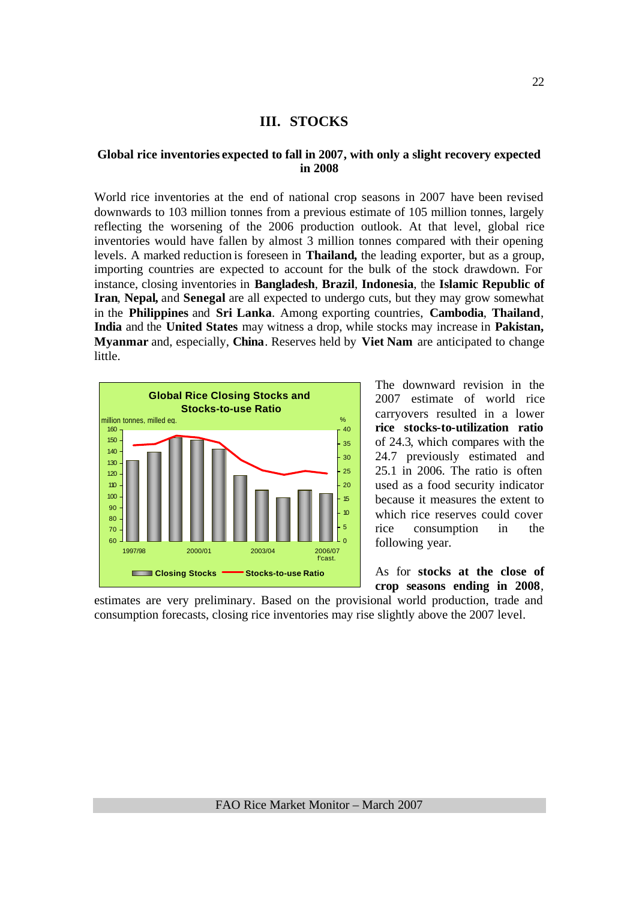# III. STOCKS

### Global rice inventories expected to fall in 2007, with only a slight recovery expected in 2008

World rice inventories at the end of national crop seasons in 2007 have been revised downwards to 103 million tonnes from a previous estimate of 105 million tonnes, largely reflecting the worsening of the 2006 production outlook. At that level, global rice inventories would have fallen by almost 3 million tonnes compared with their opening levels. A marked reduction is foreseen in **Thailand,** the leading exporter, but as a group, importing countries are expected to account for the bulk of the stock drawdown. For instance, closing inventories in **Bangladesh**, **Brazil**, **Indonesia**, the **Islamic Republic of Iran**, **Nepal,** and **Senegal** are all expected to undergo cuts, but they may grow somewhat in the **Philippines** and **Sri Lanka**. Among exporting countries, **Cambodia**, **Thailand**, **India** and the **United States** may witness a drop, while stocks may increase in **Pakistan, Myanmar** and, especially, **China**. Reserves held by **Viet Nam** are anticipated to change little.

**Global Rice Closing Stocks and Stocks-to-use Ratio**

million tonnes, milled eq. / %

Closing Stocks — Stocks-to-use Ratio

1997/98, 2000/01, 2003/04, 2006/07 f'cast.

The downward revision in the 2007 estimate of world rice carryovers resulted in a lower **rice stocks-to-utilization ratio** of 24.3, which compares with the 24.7 previously estimated and 25.1 in 2006. The ratio is often used as a food security indicator because it measures the extent to which rice reserves could cover rice consumption in the following year.

As for **stocks at the close of crop seasons ending in 2008**, estimates are very preliminary. Based on the provisional world production, trade and consumption forecasts, closing rice inventories may rise slightly above the 2007 level.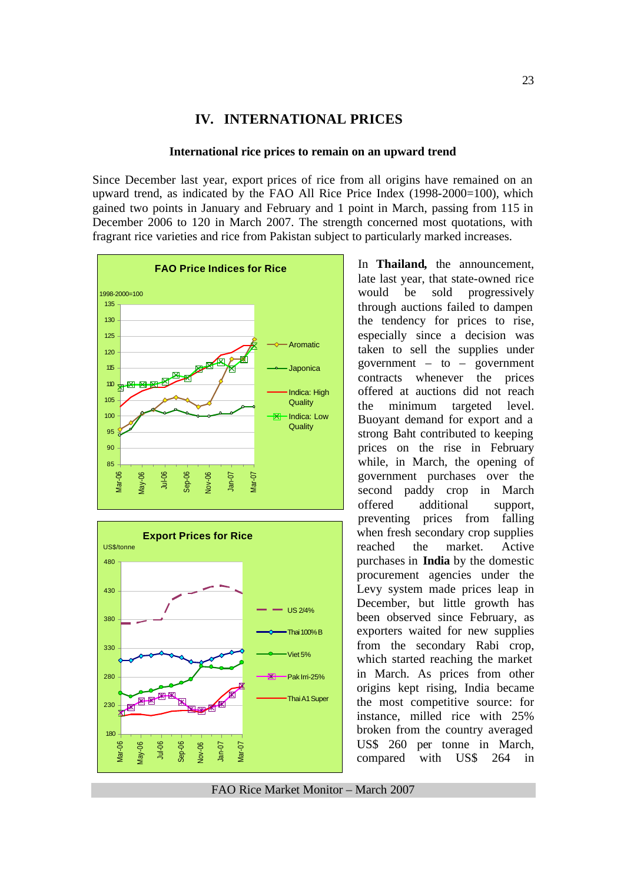# IV. INTERNATIONAL PRICES

### International rice prices to remain on an upward trend

Since December last year, export prices of rice from all origins have remained on an upward trend, as indicated by the FAO All Rice Price Index (1998-2000=100), which gained two points in January and February and 1 point in March, passing from 115 in December 2006 to 120 in March 2007. The strength concerned most quotations, with fragrant rice varieties and rice from Pakistan subject to particularly marked increases.

In **Thailand,** the announcement, late last year, that state-owned rice would be sold progressively through auctions failed to dampen the tendency for prices to rise, especially since a decision was taken to sell the supplies under government – to – government contracts whenever the prices offered at auctions did not reach the minimum targeted level. Buoyant demand for export and a strong Baht contributed to keeping prices on the rise in February while, in March, the opening of government purchases over the second paddy crop in March offered additional support, preventing prices from falling when fresh secondary crop supplies reached the market. Active purchases in **India** by the domestic procurement agencies under the Levy system made prices leap in December, but little growth has been observed since February, as exporters waited for new supplies from the secondary Rabi crop, which started reaching the market in March. As prices from other origins kept rising, India became the most competitive source: for instance, milled rice with 25% broken from the country averaged US$ 260 per tonne in March, compared with US$ 264 in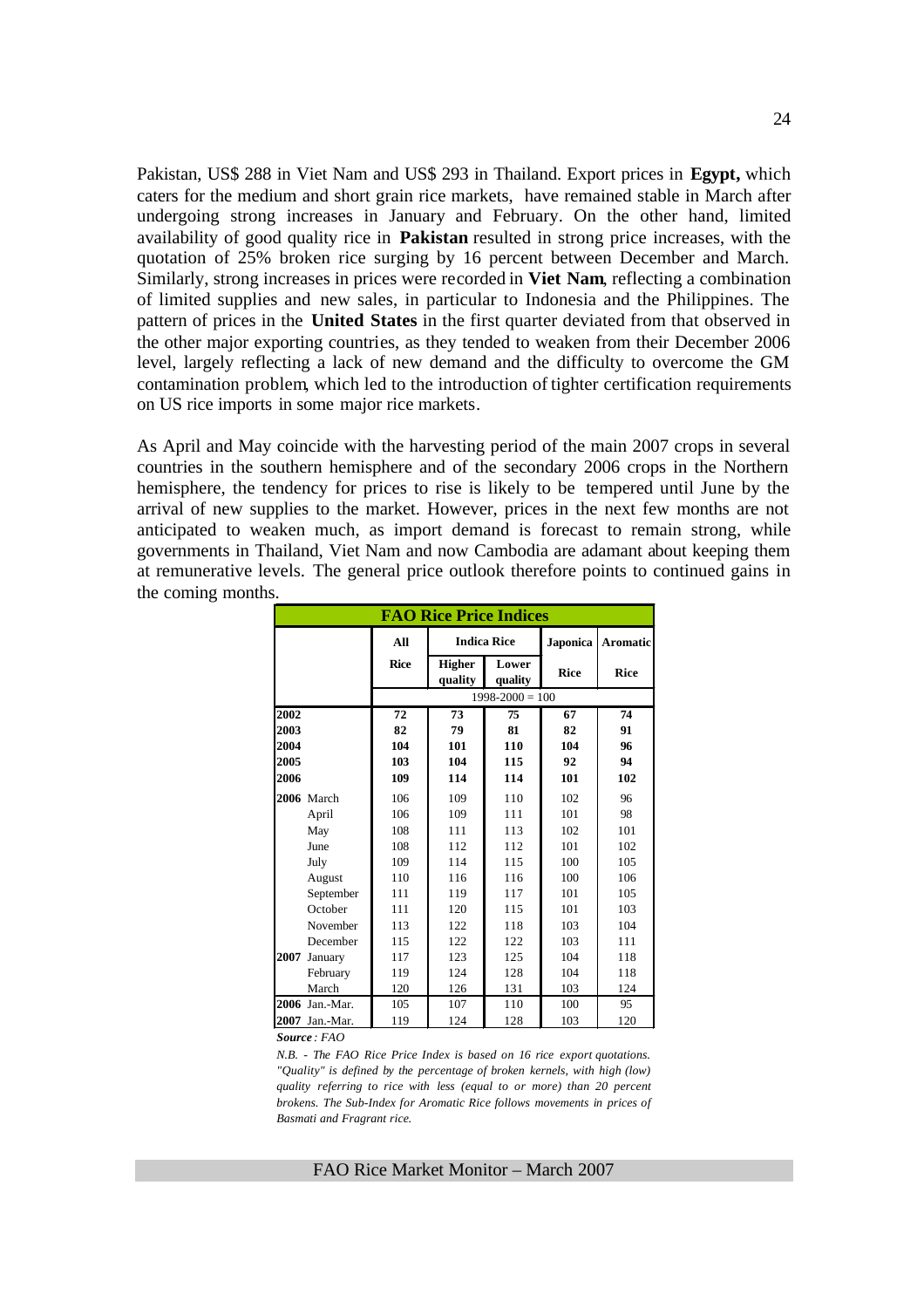Pakistan, US$ 288 in Viet Nam and US$ 293 in Thailand. Export prices in **Egypt,** which caters for the medium and short grain rice markets, have remained stable in March after undergoing strong increases in January and February. On the other hand, limited availability of good quality rice in **Pakistan** resulted in strong price increases, with the quotation of 25% broken rice surging by 16 percent between December and March. Similarly, strong increases in prices were recorded in **Viet Nam**, reflecting a combination of limited supplies and new sales, in particular to Indonesia and the Philippines. The pattern of prices in the **United States** in the first quarter deviated from that observed in the other major exporting countries, as they tended to weaken from their December 2006 level, largely reflecting a lack of new demand and the difficulty to overcome the GM contamination problem, which led to the introduction of tighter certification requirements on US rice imports in some major rice markets.

As April and May coincide with the harvesting period of the main 2007 crops in several countries in the southern hemisphere and of the secondary 2006 crops in the Northern hemisphere, the tendency for prices to rise is likely to be tempered until June by the arrival of new supplies to the market. However, prices in the next few months are not anticipated to weaken much, as import demand is forecast to remain strong, while governments in Thailand, Viet Nam and now Cambodia are adamant about keeping them at remunerative levels. The general price outlook therefore points to continued gains in the coming months.

**FAO Rice Price Indices**

| | All | Indica Rice | | Japonica | Aromatic |
|---|---|---|---|---|---|
| | Rice | Higher quality | Lower quality | Rice | Rice |
| | 1998-2000 = 100 | | | | |
| **2002** | **72** | **73** | **75** | **67** | **74** |
| **2003** | **82** | **79** | **81** | **82** | **91** |
| **2004** | **104** | **101** | **110** | **104** | **96** |
| **2005** | **103** | **104** | **115** | **92** | **94** |
| **2006** | **109** | **114** | **114** | **101** | **102** |
| **2006** March | 106 | 109 | 110 | 102 | 96 |
| April | 106 | 109 | 111 | 101 | 98 |
| May | 108 | 111 | 113 | 102 | 101 |
| June | 108 | 112 | 112 | 101 | 102 |
| July | 109 | 114 | 115 | 100 | 105 |
| August | 110 | 116 | 116 | 100 | 106 |
| September | 111 | 119 | 117 | 101 | 105 |
| October | 111 | 120 | 115 | 101 | 103 |
| November | 113 | 122 | 118 | 103 | 104 |
| December | 115 | 122 | 122 | 103 | 111 |
| **2007** January | 117 | 123 | 125 | 104 | 118 |
| February | 119 | 124 | 128 | 104 | 118 |
| March | 120 | 126 | 131 | 103 | 124 |
| **2006** Jan.-Mar. | 105 | 107 | 110 | 100 | 95 |
| **2007** Jan.-Mar. | 119 | 124 | 128 | 103 | 120 |

***Source**: FAO*

*N.B. - The FAO Rice Price Index is based on 16 rice export quotations. "Quality" is defined by the percentage of broken kernels, with high (low) quality referring to rice with less (equal to or more) than 20 percent brokens. The Sub-Index for Aromatic Rice follows movements in prices of Basmati and Fragrant rice.*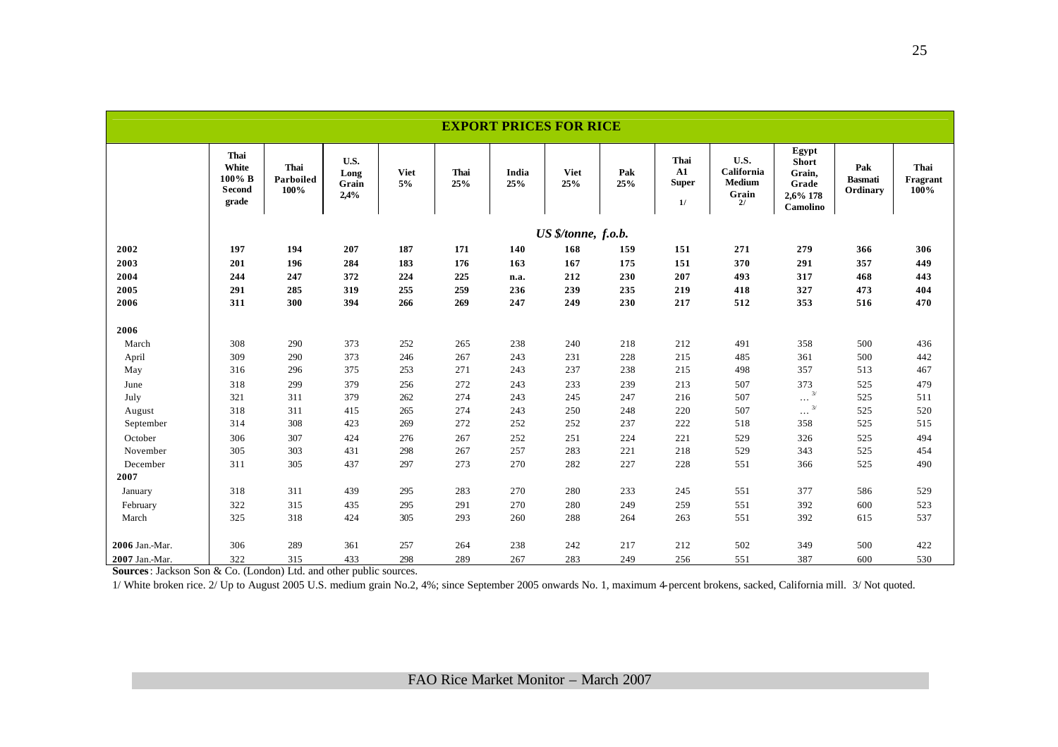## EXPORT PRICES FOR RICE

| | Thai White 100% B Second grade | Thai Parboiled 100% | U.S. Long Grain 2,4% | Viet 5% | Thai 25% | India 25% | Viet 25% | Pak 25% | Thai A1 Super 1/ | U.S. California Medium Grain 2/ | Egypt Short Grain, Grade 2,6% 178 Camolino | Pak Basmati Ordinary | Thai Fragrant 100% |
|---|---|---|---|---|---|---|---|---|---|---|---|---|---|
| | *US $/tonne, f.o.b.* | | | | | | | | | | | | |
| **2002** | **197** | **194** | **207** | **187** | **171** | **140** | **168** | **159** | **151** | **271** | **279** | **366** | **306** |
| **2003** | **201** | **196** | **284** | **183** | **176** | **163** | **167** | **175** | **151** | **370** | **291** | **357** | **449** |
| **2004** | **244** | **247** | **372** | **224** | **225** | **n.a.** | **212** | **230** | **207** | **493** | **317** | **468** | **443** |
| **2005** | **291** | **285** | **319** | **255** | **259** | **236** | **239** | **235** | **219** | **418** | **327** | **473** | **404** |
| **2006** | **311** | **300** | **394** | **266** | **269** | **247** | **249** | **230** | **217** | **512** | **353** | **516** | **470** |
| **2006** | | | | | | | | | | | | | |
| March | 308 | 290 | 373 | 252 | 265 | 238 | 240 | 218 | 212 | 491 | 358 | 500 | 436 |
| April | 309 | 290 | 373 | 246 | 267 | 243 | 231 | 228 | 215 | 485 | 361 | 500 | 442 |
| May | 316 | 296 | 375 | 253 | 271 | 243 | 237 | 238 | 215 | 498 | 357 | 513 | 467 |
| June | 318 | 299 | 379 | 256 | 272 | 243 | 233 | 239 | 213 | 507 | 373 | 525 | 479 |
| July | 321 | 311 | 379 | 262 | 274 | 243 | 245 | 247 | 216 | 507 | … 3/ | 525 | 511 |
| August | 318 | 311 | 415 | 265 | 274 | 243 | 250 | 248 | 220 | 507 | … 3/ | 525 | 520 |
| September | 314 | 308 | 423 | 269 | 272 | 252 | 252 | 237 | 222 | 518 | 358 | 525 | 515 |
| October | 306 | 307 | 424 | 276 | 267 | 252 | 251 | 224 | 221 | 529 | 326 | 525 | 494 |
| November | 305 | 303 | 431 | 298 | 267 | 257 | 283 | 221 | 218 | 529 | 343 | 525 | 454 |
| December | 311 | 305 | 437 | 297 | 273 | 270 | 282 | 227 | 228 | 551 | 366 | 525 | 490 |
| **2007** | | | | | | | | | | | | | |
| January | 318 | 311 | 439 | 295 | 283 | 270 | 280 | 233 | 245 | 551 | 377 | 586 | 529 |
| February | 322 | 315 | 435 | 295 | 291 | 270 | 280 | 249 | 259 | 551 | 392 | 600 | 523 |
| March | 325 | 318 | 424 | 305 | 293 | 260 | 288 | 264 | 263 | 551 | 392 | 615 | 537 |
| **2006** Jan.-Mar. | 306 | 289 | 361 | 257 | 264 | 238 | 242 | 217 | 212 | 502 | 349 | 500 | 422 |
| **2007** Jan.-Mar. | 322 | 315 | 433 | 298 | 289 | 267 | 283 | 249 | 256 | 551 | 387 | 600 | 530 |

**Sources**: Jackson Son & Co. (London) Ltd. and other public sources.

1/ White broken rice. 2/ Up to August 2005 U.S. medium grain No.2, 4%; since September 2005 onwards No. 1, maximum 4-percent brokens, sacked, California mill. 3/ Not quoted.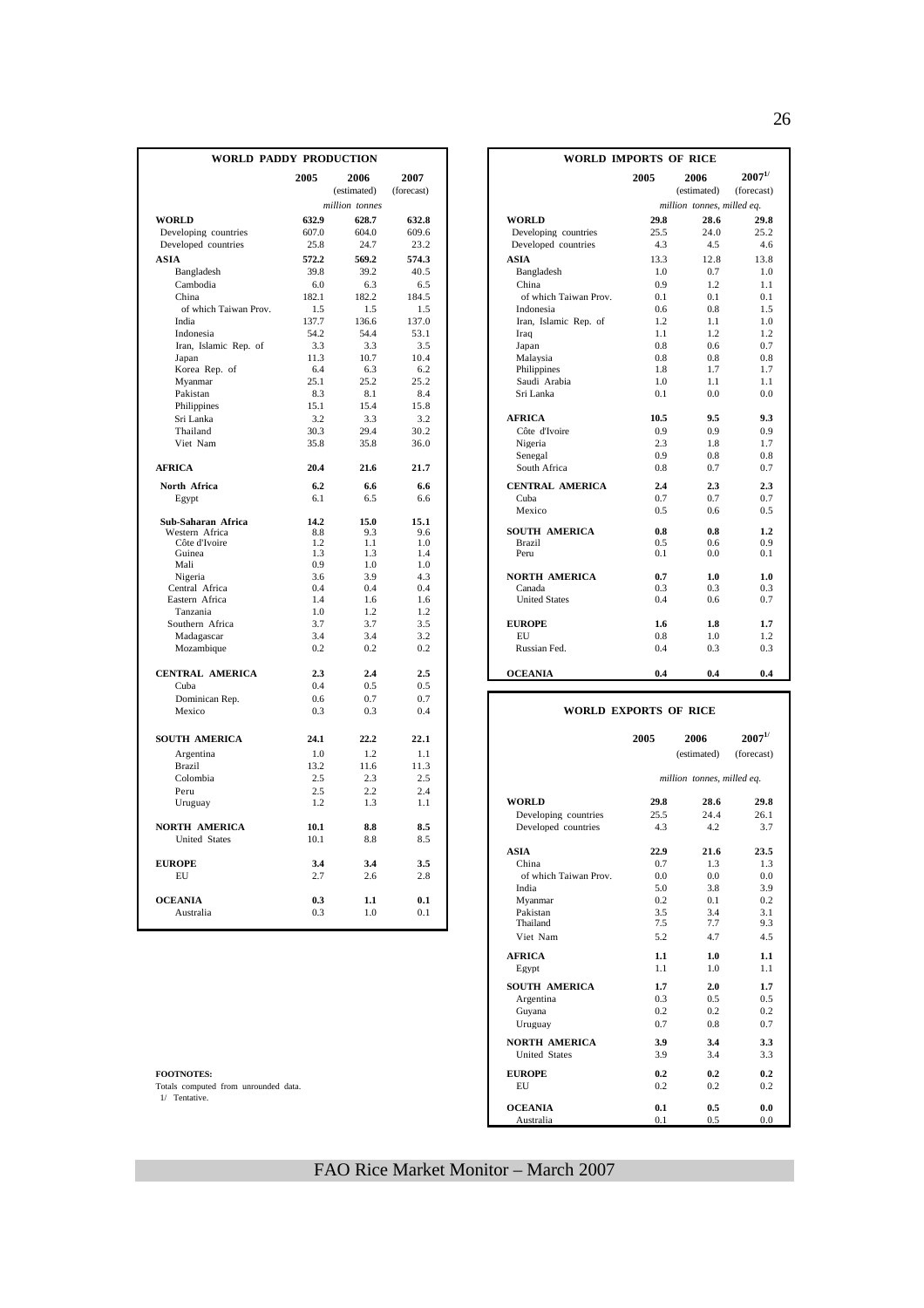## WORLD PADDY PRODUCTION

| | 2005 | 2006 (estimated) | 2007 (forecast) |
|---|---|---|---|
| | | *million tonnes* | |
| **WORLD** | **632.9** | **628.7** | **632.8** |
| Developing countries | 607.0 | 604.0 | 609.6 |
| Developed countries | 25.8 | 24.7 | 23.2 |
| **ASIA** | **572.2** | **569.2** | **574.3** |
| Bangladesh | 39.8 | 39.2 | 40.5 |
| Cambodia | 6.0 | 6.3 | 6.5 |
| China | 182.1 | 182.2 | 184.5 |
| of which Taiwan Prov. | 1.5 | 1.5 | 1.5 |
| India | 137.7 | 136.6 | 137.0 |
| Indonesia | 54.2 | 54.4 | 53.1 |
| Iran, Islamic Rep. of | 3.3 | 3.3 | 3.5 |
| Japan | 11.3 | 10.7 | 10.4 |
| Korea Rep. of | 6.4 | 6.3 | 6.2 |
| Myanmar | 25.1 | 25.2 | 25.2 |
| Pakistan | 8.3 | 8.1 | 8.4 |
| Philippines | 15.1 | 15.4 | 15.8 |
| Sri Lanka | 3.2 | 3.3 | 3.2 |
| Thailand | 30.3 | 29.4 | 30.2 |
| Viet Nam | 35.8 | 35.8 | 36.0 |
| **AFRICA** | **20.4** | **21.6** | **21.7** |
| **North Africa** | **6.2** | **6.6** | **6.6** |
| Egypt | 6.1 | 6.5 | 6.6 |
| **Sub-Saharan Africa** | **14.2** | **15.0** | **15.1** |
| Western Africa | 8.8 | 9.3 | 9.6 |
| Côte d'Ivoire | 1.2 | 1.1 | 1.0 |
| Guinea | 1.3 | 1.3 | 1.4 |
| Mali | 0.9 | 1.0 | 1.0 |
| Nigeria | 3.6 | 3.9 | 4.3 |
| Central Africa | 0.4 | 0.4 | 0.4 |
| Eastern Africa | 1.4 | 1.6 | 1.6 |
| Tanzania | 1.0 | 1.2 | 1.2 |
| Southern Africa | 3.7 | 3.7 | 3.5 |
| Madagascar | 3.4 | 3.4 | 3.2 |
| Mozambique | 0.2 | 0.2 | 0.2 |
| **CENTRAL AMERICA** | **2.3** | **2.4** | **2.5** |
| Cuba | 0.4 | 0.5 | 0.5 |
| Dominican Rep. | 0.6 | 0.7 | 0.7 |
| Mexico | 0.3 | 0.3 | 0.4 |
| **SOUTH AMERICA** | **24.1** | **22.2** | **22.1** |
| Argentina | 1.0 | 1.2 | 1.1 |
| Brazil | 13.2 | 11.6 | 11.3 |
| Colombia | 2.5 | 2.3 | 2.5 |
| Peru | 2.5 | 2.2 | 2.4 |
| Uruguay | 1.2 | 1.3 | 1.1 |
| **NORTH AMERICA** | **10.1** | **8.8** | **8.5** |
| United States | 10.1 | 8.8 | 8.5 |
| **EUROPE** | **3.4** | **3.4** | **3.5** |
| EU | 2.7 | 2.6 | 2.8 |
| **OCEANIA** | **0.3** | **1.1** | **0.1** |
| Australia | 0.3 | 1.0 | 0.1 |

## WORLD IMPORTS OF RICE

| | 2005 | 2006 (estimated) | 2007[1/] (forecast) |
|---|---|---|---|
| | | *million tonnes, milled eq.* | |
| **WORLD** | **29.8** | **28.6** | **29.8** |
| Developing countries | 25.5 | 24.0 | 25.2 |
| Developed countries | 4.3 | 4.5 | 4.6 |
| **ASIA** | 13.3 | 12.8 | 13.8 |
| Bangladesh | 1.0 | 0.7 | 1.0 |
| China | 0.9 | 1.2 | 1.1 |
| of which Taiwan Prov. | 0.1 | 0.1 | 0.1 |
| Indonesia | 0.6 | 0.8 | 1.5 |
| Iran, Islamic Rep. of | 1.2 | 1.1 | 1.0 |
| Iraq | 1.1 | 1.2 | 1.2 |
| Japan | 0.8 | 0.6 | 0.7 |
| Malaysia | 0.8 | 0.8 | 0.8 |
| Philippines | 1.8 | 1.7 | 1.7 |
| Saudi Arabia | 1.0 | 1.1 | 1.1 |
| Sri Lanka | 0.1 | 0.0 | 0.0 |
| **AFRICA** | **10.5** | **9.5** | **9.3** |
| Côte d'Ivoire | 0.9 | 0.9 | 0.9 |
| Nigeria | 2.3 | 1.8 | 1.7 |
| Senegal | 0.9 | 0.8 | 0.8 |
| South Africa | 0.8 | 0.7 | 0.7 |
| **CENTRAL AMERICA** | **2.4** | **2.3** | **2.3** |
| Cuba | 0.7 | 0.7 | 0.7 |
| Mexico | 0.5 | 0.6 | 0.5 |
| **SOUTH AMERICA** | **0.8** | **0.8** | **1.2** |
| Brazil | 0.5 | 0.6 | 0.9 |
| Peru | 0.1 | 0.0 | 0.1 |
| **NORTH AMERICA** | **0.7** | **1.0** | **1.0** |
| Canada | 0.3 | 0.3 | 0.3 |
| United States | 0.4 | 0.6 | 0.7 |
| **EUROPE** | **1.6** | **1.8** | **1.7** |
| EU | 0.8 | 1.0 | 1.2 |
| Russian Fed. | 0.4 | 0.3 | 0.3 |
| **OCEANIA** | **0.4** | **0.4** | **0.4** |

## WORLD EXPORTS OF RICE

| | 2005 | 2006 (estimated) | 2007[1/] (forecast) |
|---|---|---|---|
| | | *million tonnes, milled eq.* | |
| **WORLD** | **29.8** | **28.6** | **29.8** |
| Developing countries | 25.5 | 24.4 | 26.1 |
| Developed countries | 4.3 | 4.2 | 3.7 |
| **ASIA** | **22.9** | **21.6** | **23.5** |
| China | 0.7 | 1.3 | 1.3 |
| of which Taiwan Prov. | 0.0 | 0.0 | 0.0 |
| India | 5.0 | 3.8 | 3.9 |
| Myanmar | 0.2 | 0.1 | 0.2 |
| Pakistan | 3.5 | 3.4 | 3.1 |
| Thailand | 7.5 | 7.7 | 9.3 |
| Viet Nam | 5.2 | 4.7 | 4.5 |
| **AFRICA** | **1.1** | **1.0** | **1.1** |
| Egypt | 1.1 | 1.0 | 1.1 |
| **SOUTH AMERICA** | **1.7** | **2.0** | **1.7** |
| Argentina | 0.3 | 0.5 | 0.5 |
| Guyana | 0.2 | 0.2 | 0.2 |
| Uruguay | 0.7 | 0.8 | 0.7 |
| **NORTH AMERICA** | **3.9** | **3.4** | **3.3** |
| United States | 3.9 | 3.4 | 3.3 |
| **EUROPE** | **0.2** | **0.2** | **0.2** |
| EU | 0.2 | 0.2 | 0.2 |
| **OCEANIA** | **0.1** | **0.5** | **0.0** |
| Australia | 0.1 | 0.5 | 0.0 |

**FOOTNOTES:**
Totals computed from unrounded data.
1/ Tentative.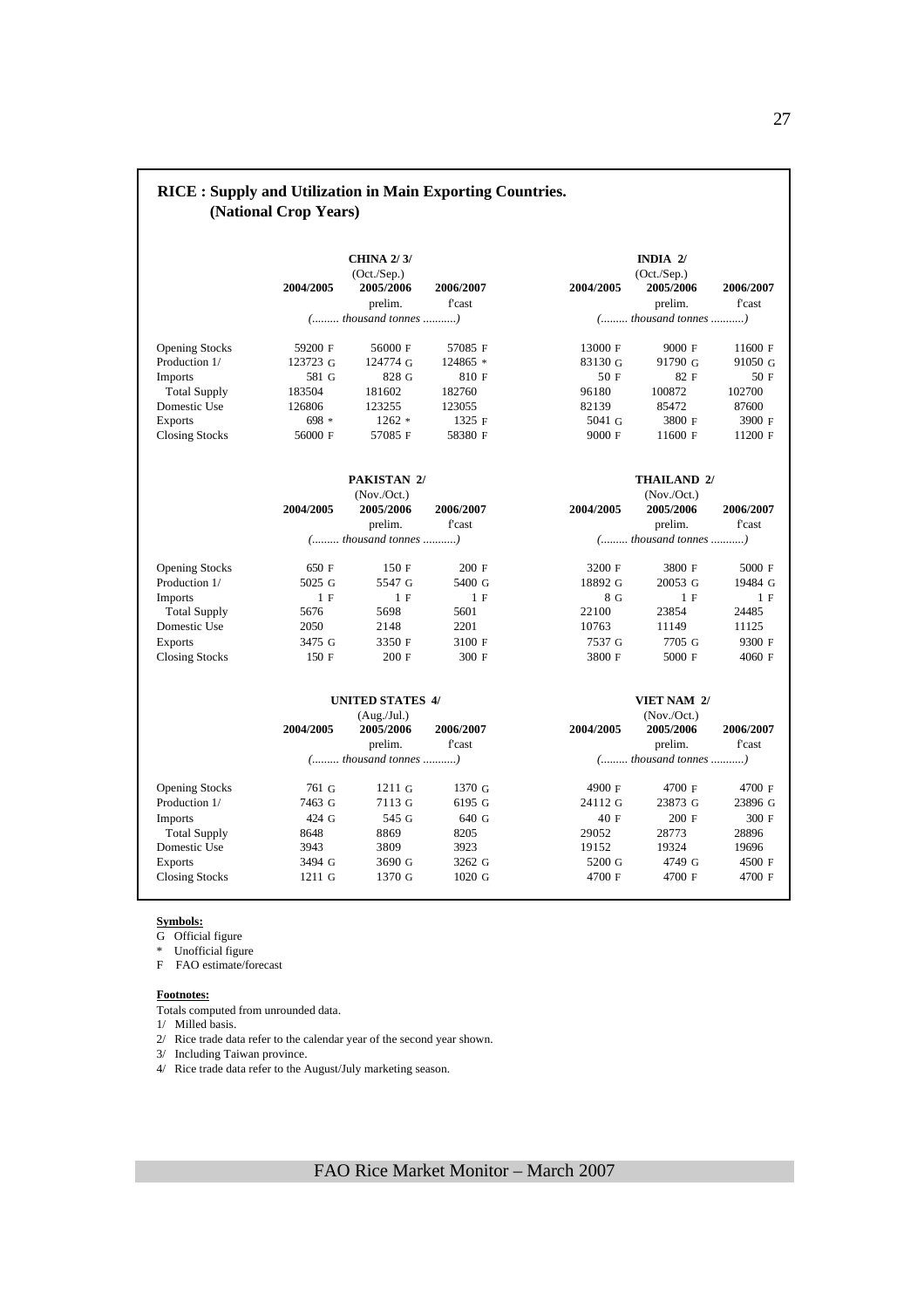## RICE : Supply and Utilization in Main Exporting Countries. (National Crop Years)

| | CHINA 2/ 3/ (Oct./Sep.) | | | INDIA 2/ (Oct./Sep.) | | |
|---|---|---|---|---|---|---|
| | 2004/2005 | 2005/2006 prelim. | 2006/2007 f'cast | 2004/2005 | 2005/2006 prelim. | 2006/2007 f'cast |
| | *(......... thousand tonnes ...........)* | | | *(......... thousand tonnes ...........)* | | |
| Opening Stocks | 59200 F | 56000 F | 57085 F | 13000 F | 9000 F | 11600 F |
| Production 1/ | 123723 G | 124774 G | 124865 * | 83130 G | 91790 G | 91050 G |
| Imports | 581 G | 828 G | 810 F | 50 F | 82 F | 50 F |
| Total Supply | 183504 | 181602 | 182760 | 96180 | 100872 | 102700 |
| Domestic Use | 126806 | 123255 | 123055 | 82139 | 85472 | 87600 |
| Exports | 698 * | 1262 * | 1325 F | 5041 G | 3800 F | 3900 F |
| Closing Stocks | 56000 F | 57085 F | 58380 F | 9000 F | 11600 F | 11200 F |

| | PAKISTAN 2/ (Nov./Oct.) | | | THAILAND 2/ (Nov./Oct.) | | |
|---|---|---|---|---|---|---|
| | 2004/2005 | 2005/2006 prelim. | 2006/2007 f'cast | 2004/2005 | 2005/2006 prelim. | 2006/2007 f'cast |
| | *(......... thousand tonnes ...........)* | | | *(......... thousand tonnes ...........)* | | |
| Opening Stocks | 650 F | 150 F | 200 F | 3200 F | 3800 F | 5000 F |
| Production 1/ | 5025 G | 5547 G | 5400 G | 18892 G | 20053 G | 19484 G |
| Imports | 1 F | 1 F | 1 F | 8 G | 1 F | 1 F |
| Total Supply | 5676 | 5698 | 5601 | 22100 | 23854 | 24485 |
| Domestic Use | 2050 | 2148 | 2201 | 10763 | 11149 | 11125 |
| Exports | 3475 G | 3350 F | 3100 F | 7537 G | 7705 G | 9300 F |
| Closing Stocks | 150 F | 200 F | 300 F | 3800 F | 5000 F | 4060 F |

| | UNITED STATES 4/ (Aug./Jul.) | | | VIET NAM 2/ (Nov./Oct.) | | |
|---|---|---|---|---|---|---|
| | 2004/2005 | 2005/2006 prelim. | 2006/2007 f'cast | 2004/2005 | 2005/2006 prelim. | 2006/2007 f'cast |
| | *(......... thousand tonnes ...........)* | | | *(......... thousand tonnes ...........)* | | |
| Opening Stocks | 761 G | 1211 G | 1370 G | 4900 F | 4700 F | 4700 F |
| Production 1/ | 7463 G | 7113 G | 6195 G | 24112 G | 23873 G | 23896 G |
| Imports | 424 G | 545 G | 640 G | 40 F | 200 F | 300 F |
| Total Supply | 8648 | 8869 | 8205 | 29052 | 28773 | 28896 |
| Domestic Use | 3943 | 3809 | 3923 | 19152 | 19324 | 19696 |
| Exports | 3494 G | 3690 G | 3262 G | 5200 G | 4749 G | 4500 F |
| Closing Stocks | 1211 G | 1370 G | 1020 G | 4700 F | 4700 F | 4700 F |

**Symbols:**

G Official figure
* Unofficial figure
F FAO estimate/forecast

**Footnotes:**

Totals computed from unrounded data.
1/ Milled basis.
2/ Rice trade data refer to the calendar year of the second year shown.
3/ Including Taiwan province.
4/ Rice trade data refer to the August/July marketing season.